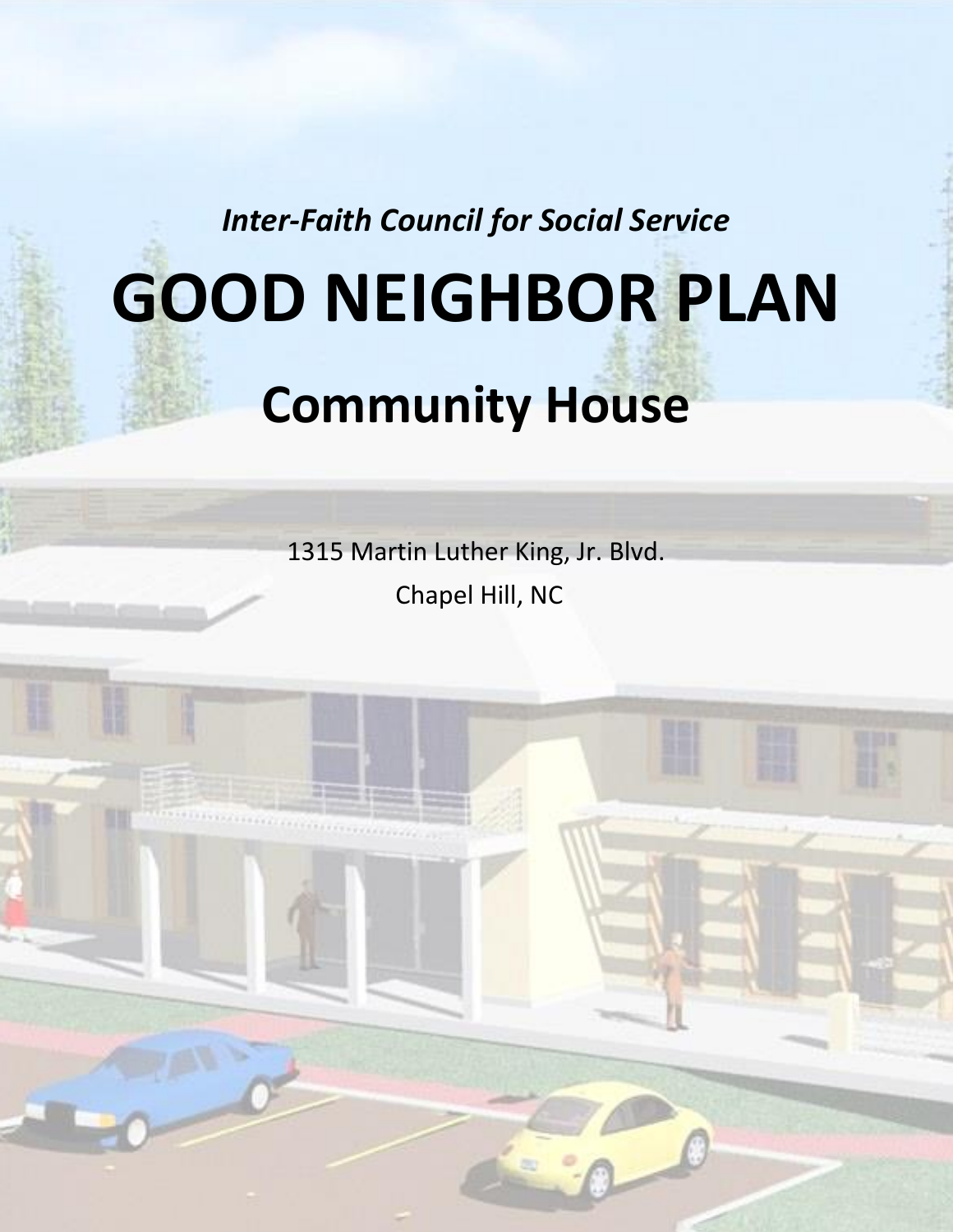*Inter-Faith Council for Social Service*

# GOOD NEIGHBOR PLAN

## Community House

1315 Martin Luther King, Jr. Blvd.

Chapel Hill, NC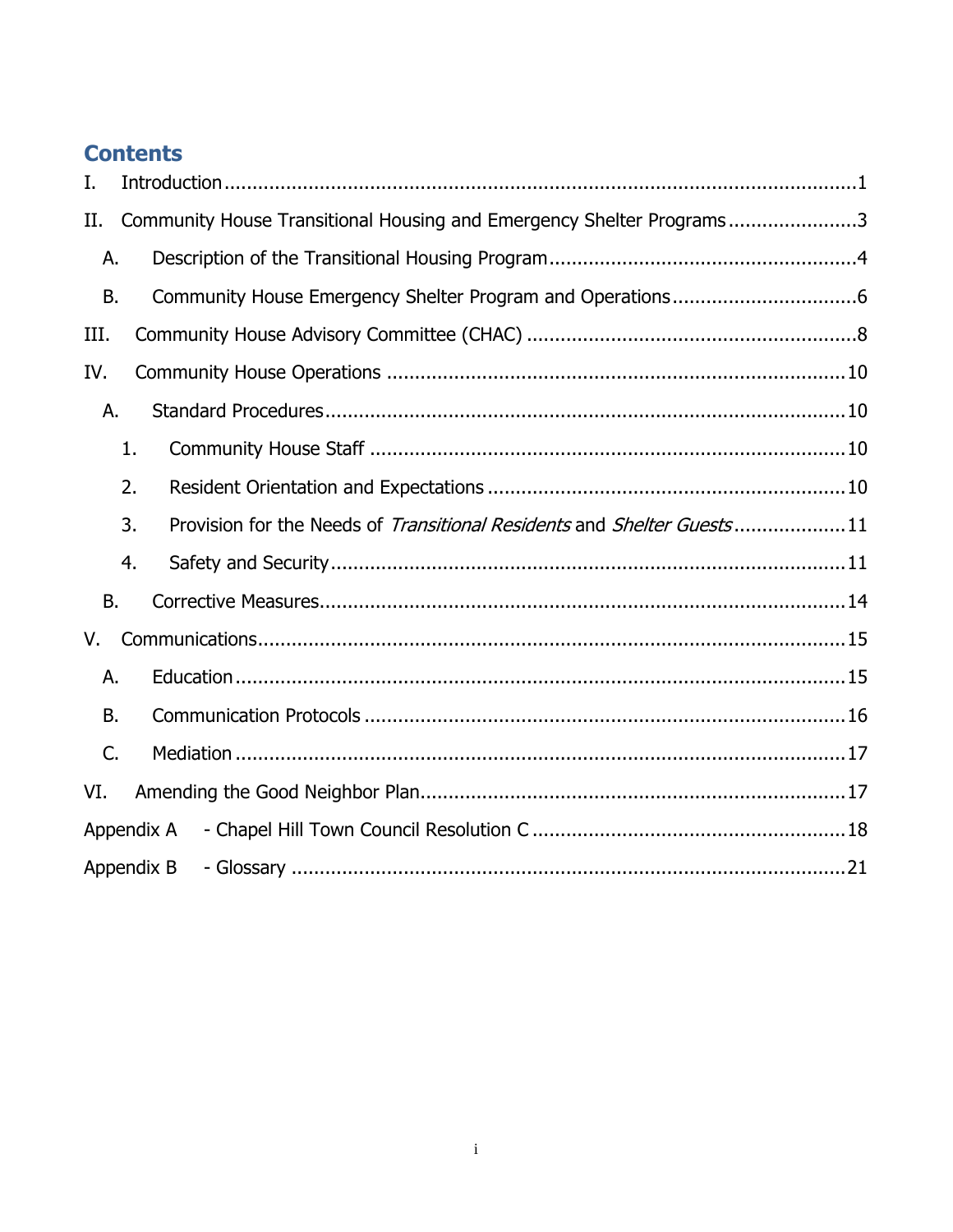# Contents

I. Introduction ..... 1

II. Community House Transitional Housing and Emergency Shelter Programs ..... 3

- A. Description of the Transitional Housing Program ..... 4
- B. Community House Emergency Shelter Program and Operations ..... 6

III. Community House Advisory Committee (CHAC) ..... 8

IV. Community House Operations ..... 10

- A. Standard Procedures ..... 10
  1. Community House Staff ..... 10
  2. Resident Orientation and Expectations ..... 10
  3. Provision for the Needs of *Transitional Residents* and *Shelter Guests* ..... 11
  4. Safety and Security ..... 11
- B. Corrective Measures ..... 14

V. Communications ..... 15

- A. Education ..... 15
- B. Communication Protocols ..... 16
- C. Mediation ..... 17

VI. Amending the Good Neighbor Plan ..... 17

Appendix A - Chapel Hill Town Council Resolution C ..... 18

Appendix B - Glossary ..... 21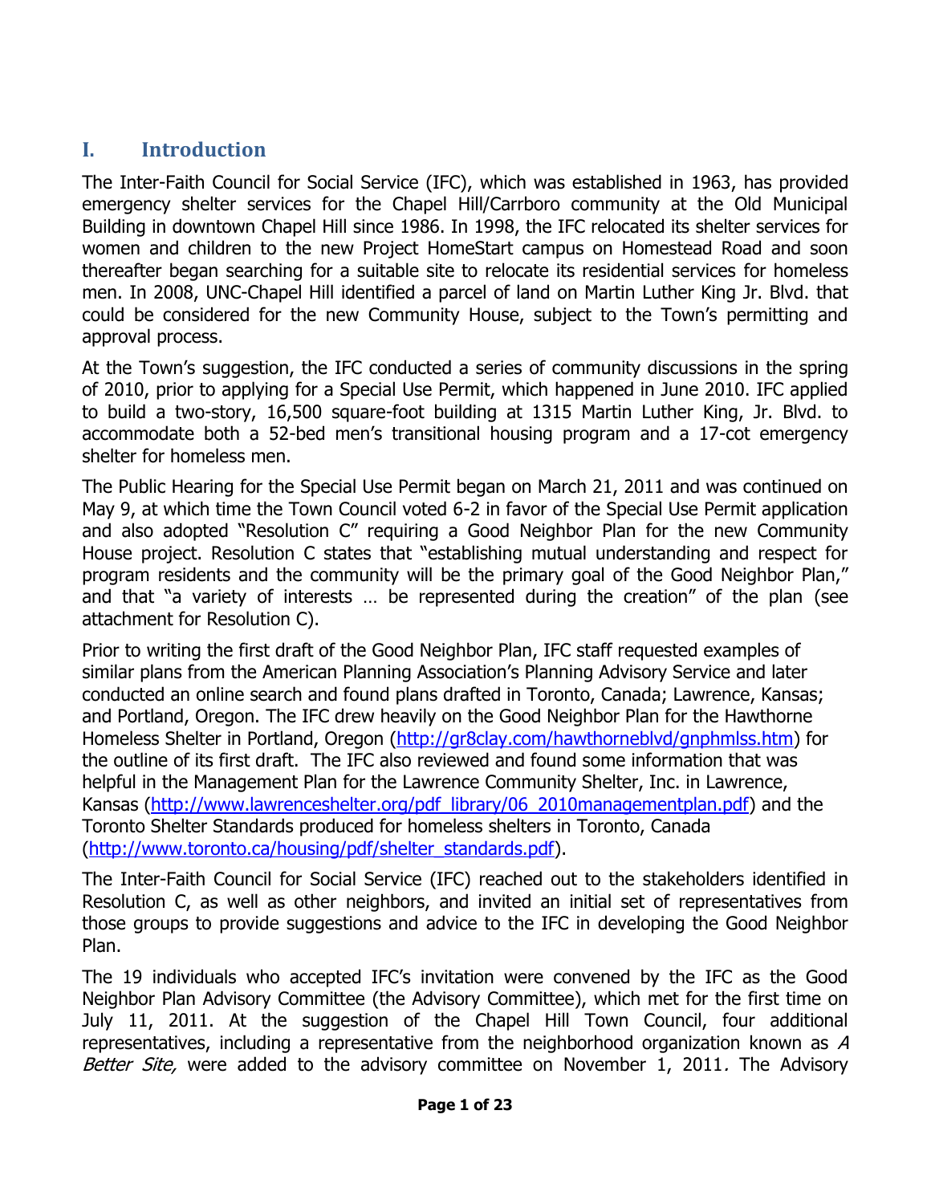## I. Introduction

The Inter-Faith Council for Social Service (IFC), which was established in 1963, has provided emergency shelter services for the Chapel Hill/Carrboro community at the Old Municipal Building in downtown Chapel Hill since 1986. In 1998, the IFC relocated its shelter services for women and children to the new Project HomeStart campus on Homestead Road and soon thereafter began searching for a suitable site to relocate its residential services for homeless men. In 2008, UNC-Chapel Hill identified a parcel of land on Martin Luther King Jr. Blvd. that could be considered for the new Community House, subject to the Town's permitting and approval process.

At the Town's suggestion, the IFC conducted a series of community discussions in the spring of 2010, prior to applying for a Special Use Permit, which happened in June 2010. IFC applied to build a two-story, 16,500 square-foot building at 1315 Martin Luther King, Jr. Blvd. to accommodate both a 52-bed men's transitional housing program and a 17-cot emergency shelter for homeless men.

The Public Hearing for the Special Use Permit began on March 21, 2011 and was continued on May 9, at which time the Town Council voted 6-2 in favor of the Special Use Permit application and also adopted "Resolution C" requiring a Good Neighbor Plan for the new Community House project. Resolution C states that "establishing mutual understanding and respect for program residents and the community will be the primary goal of the Good Neighbor Plan," and that "a variety of interests … be represented during the creation" of the plan (see attachment for Resolution C).

Prior to writing the first draft of the Good Neighbor Plan, IFC staff requested examples of similar plans from the American Planning Association's Planning Advisory Service and later conducted an online search and found plans drafted in Toronto, Canada; Lawrence, Kansas; and Portland, Oregon. The IFC drew heavily on the Good Neighbor Plan for the Hawthorne Homeless Shelter in Portland, Oregon ([http://gr8clay.com/hawthorneblvd/gnphmlss.htm](http://gr8clay.com/hawthorneblvd/gnphmlss.htm)) for the outline of its first draft. The IFC also reviewed and found some information that was helpful in the Management Plan for the Lawrence Community Shelter, Inc. in Lawrence, Kansas ([http://www.lawrenceshelter.org/pdf_library/06_2010managementplan.pdf](http://www.lawrenceshelter.org/pdf_library/06_2010managementplan.pdf)) and the Toronto Shelter Standards produced for homeless shelters in Toronto, Canada ([http://www.toronto.ca/housing/pdf/shelter_standards.pdf](http://www.toronto.ca/housing/pdf/shelter_standards.pdf)).

The Inter-Faith Council for Social Service (IFC) reached out to the stakeholders identified in Resolution C, as well as other neighbors, and invited an initial set of representatives from those groups to provide suggestions and advice to the IFC in developing the Good Neighbor Plan.

The 19 individuals who accepted IFC's invitation were convened by the IFC as the Good Neighbor Plan Advisory Committee (the Advisory Committee), which met for the first time on July 11, 2011. At the suggestion of the Chapel Hill Town Council, four additional representatives, including a representative from the neighborhood organization known as *A Better Site,* were added to the advisory committee on November 1, 2011. The Advisory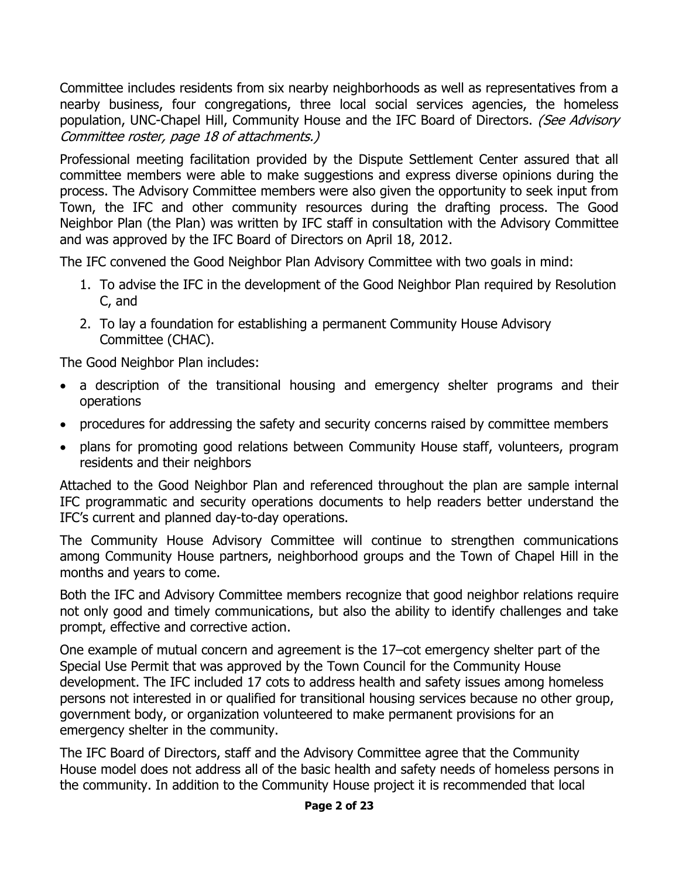Committee includes residents from six nearby neighborhoods as well as representatives from a nearby business, four congregations, three local social services agencies, the homeless population, UNC-Chapel Hill, Community House and the IFC Board of Directors. *(See Advisory Committee roster, page 18 of attachments.)*

Professional meeting facilitation provided by the Dispute Settlement Center assured that all committee members were able to make suggestions and express diverse opinions during the process. The Advisory Committee members were also given the opportunity to seek input from Town, the IFC and other community resources during the drafting process. The Good Neighbor Plan (the Plan) was written by IFC staff in consultation with the Advisory Committee and was approved by the IFC Board of Directors on April 18, 2012.

The IFC convened the Good Neighbor Plan Advisory Committee with two goals in mind:

1. To advise the IFC in the development of the Good Neighbor Plan required by Resolution C, and
2. To lay a foundation for establishing a permanent Community House Advisory Committee (CHAC).

The Good Neighbor Plan includes:

- a description of the transitional housing and emergency shelter programs and their operations
- procedures for addressing the safety and security concerns raised by committee members
- plans for promoting good relations between Community House staff, volunteers, program residents and their neighbors

Attached to the Good Neighbor Plan and referenced throughout the plan are sample internal IFC programmatic and security operations documents to help readers better understand the IFC's current and planned day-to-day operations.

The Community House Advisory Committee will continue to strengthen communications among Community House partners, neighborhood groups and the Town of Chapel Hill in the months and years to come.

Both the IFC and Advisory Committee members recognize that good neighbor relations require not only good and timely communications, but also the ability to identify challenges and take prompt, effective and corrective action.

One example of mutual concern and agreement is the 17–cot emergency shelter part of the Special Use Permit that was approved by the Town Council for the Community House development. The IFC included 17 cots to address health and safety issues among homeless persons not interested in or qualified for transitional housing services because no other group, government body, or organization volunteered to make permanent provisions for an emergency shelter in the community.

The IFC Board of Directors, staff and the Advisory Committee agree that the Community House model does not address all of the basic health and safety needs of homeless persons in the community. In addition to the Community House project it is recommended that local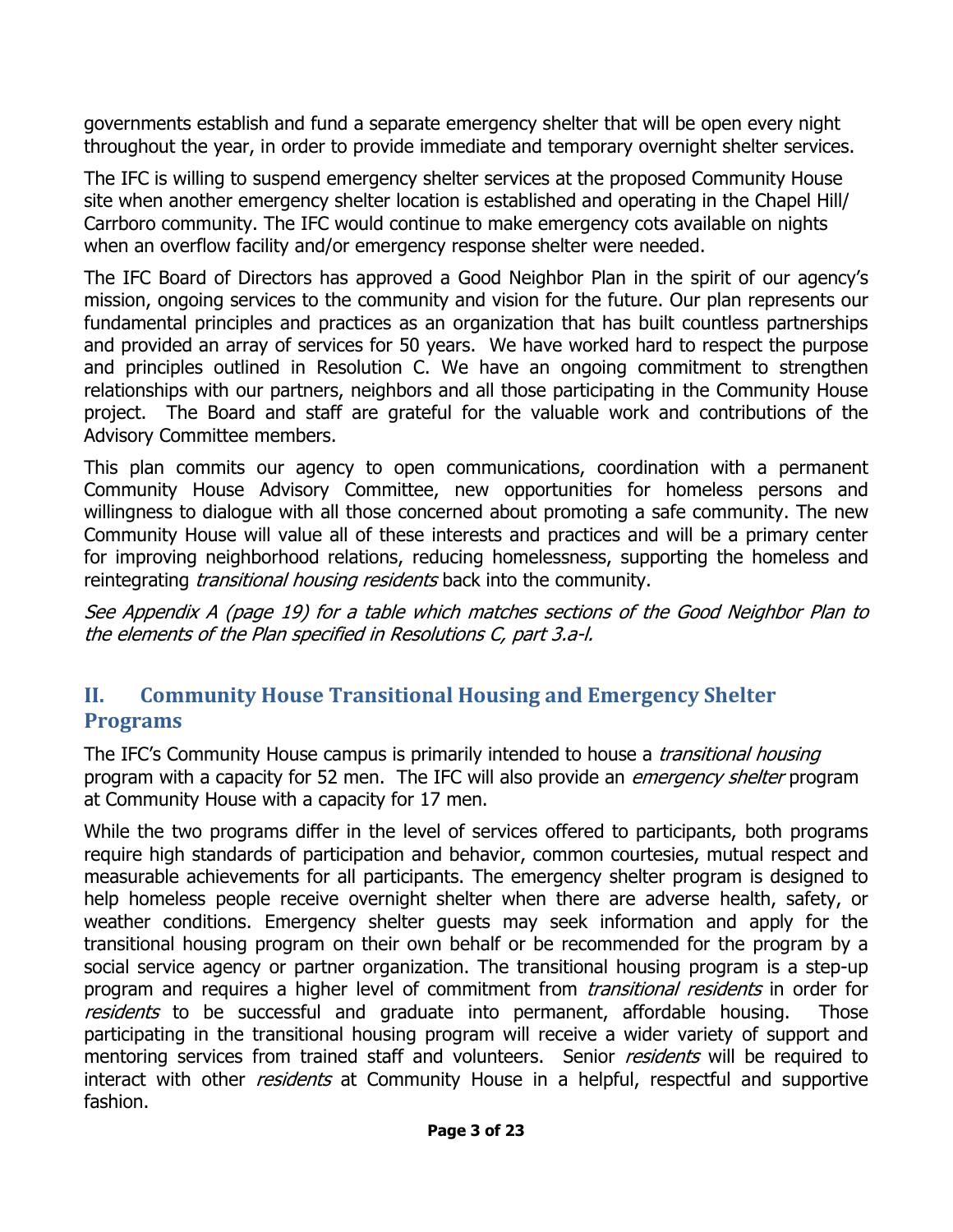governments establish and fund a separate emergency shelter that will be open every night throughout the year, in order to provide immediate and temporary overnight shelter services.

The IFC is willing to suspend emergency shelter services at the proposed Community House site when another emergency shelter location is established and operating in the Chapel Hill/ Carrboro community. The IFC would continue to make emergency cots available on nights when an overflow facility and/or emergency response shelter were needed.

The IFC Board of Directors has approved a Good Neighbor Plan in the spirit of our agency's mission, ongoing services to the community and vision for the future. Our plan represents our fundamental principles and practices as an organization that has built countless partnerships and provided an array of services for 50 years. We have worked hard to respect the purpose and principles outlined in Resolution C. We have an ongoing commitment to strengthen relationships with our partners, neighbors and all those participating in the Community House project. The Board and staff are grateful for the valuable work and contributions of the Advisory Committee members.

This plan commits our agency to open communications, coordination with a permanent Community House Advisory Committee, new opportunities for homeless persons and willingness to dialogue with all those concerned about promoting a safe community. The new Community House will value all of these interests and practices and will be a primary center for improving neighborhood relations, reducing homelessness, supporting the homeless and reintegrating *transitional housing residents* back into the community.

*See Appendix A (page 19) for a table which matches sections of the Good Neighbor Plan to the elements of the Plan specified in Resolutions C, part 3.a-l.*

## II. Community House Transitional Housing and Emergency Shelter Programs

The IFC's Community House campus is primarily intended to house a *transitional housing* program with a capacity for 52 men. The IFC will also provide an *emergency shelter* program at Community House with a capacity for 17 men.

While the two programs differ in the level of services offered to participants, both programs require high standards of participation and behavior, common courtesies, mutual respect and measurable achievements for all participants. The emergency shelter program is designed to help homeless people receive overnight shelter when there are adverse health, safety, or weather conditions. Emergency shelter guests may seek information and apply for the transitional housing program on their own behalf or be recommended for the program by a social service agency or partner organization. The transitional housing program is a step-up program and requires a higher level of commitment from *transitional residents* in order for *residents* to be successful and graduate into permanent, affordable housing. Those participating in the transitional housing program will receive a wider variety of support and mentoring services from trained staff and volunteers. Senior *residents* will be required to interact with other *residents* at Community House in a helpful, respectful and supportive fashion.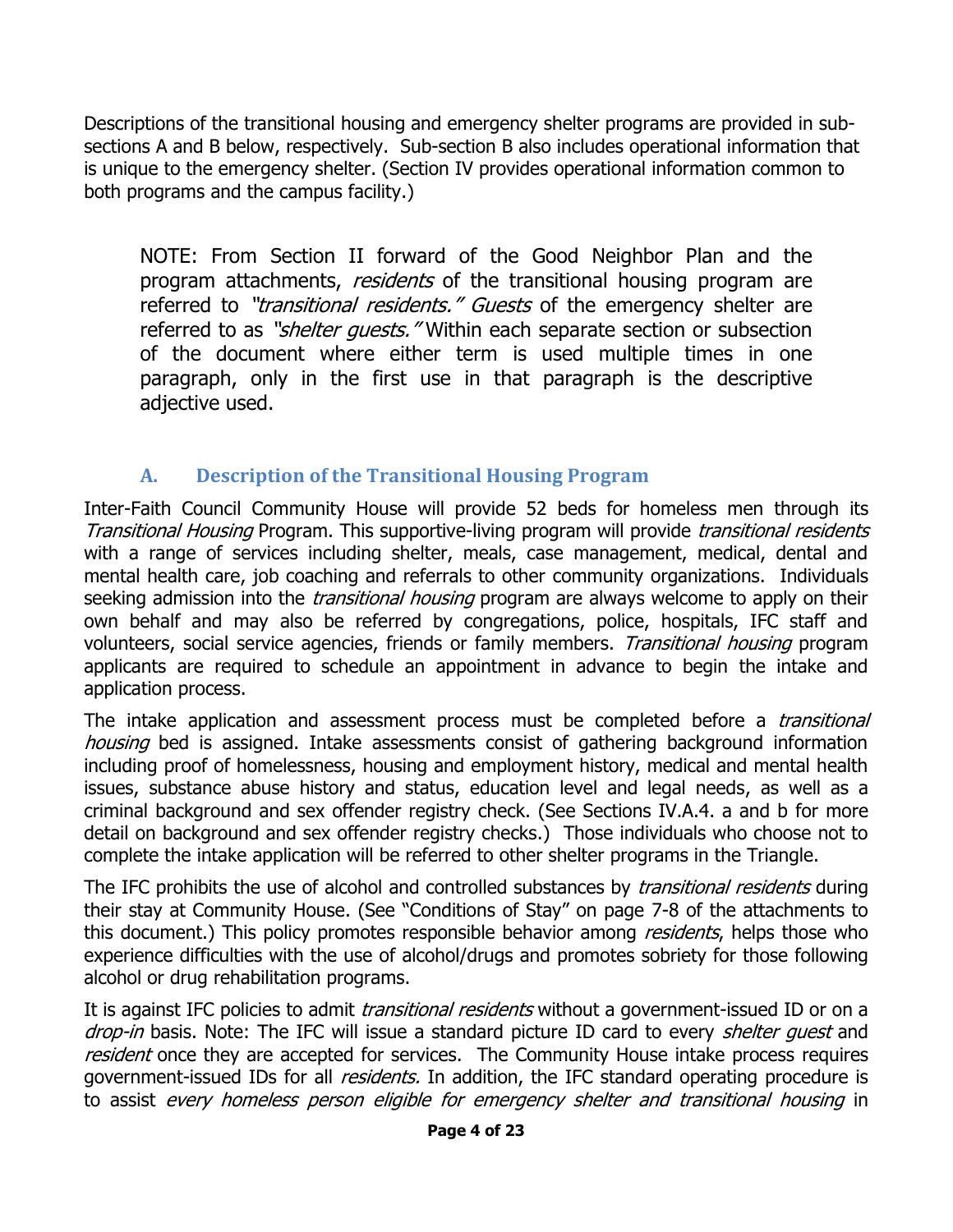Descriptions of the transitional housing and emergency shelter programs are provided in sub-sections A and B below, respectively. Sub-section B also includes operational information that is unique to the emergency shelter. (Section IV provides operational information common to both programs and the campus facility.)

> NOTE: From Section II forward of the Good Neighbor Plan and the program attachments, *residents* of the transitional housing program are referred to *"transitional residents." Guests* of the emergency shelter are referred to as *"shelter guests."* Within each separate section or subsection of the document where either term is used multiple times in one paragraph, only in the first use in that paragraph is the descriptive adjective used.

### A. Description of the Transitional Housing Program

Inter-Faith Council Community House will provide 52 beds for homeless men through its *Transitional Housing* Program. This supportive-living program will provide *transitional residents* with a range of services including shelter, meals, case management, medical, dental and mental health care, job coaching and referrals to other community organizations. Individuals seeking admission into the *transitional housing* program are always welcome to apply on their own behalf and may also be referred by congregations, police, hospitals, IFC staff and volunteers, social service agencies, friends or family members. *Transitional housing* program applicants are required to schedule an appointment in advance to begin the intake and application process.

The intake application and assessment process must be completed before a *transitional housing* bed is assigned. Intake assessments consist of gathering background information including proof of homelessness, housing and employment history, medical and mental health issues, substance abuse history and status, education level and legal needs, as well as a criminal background and sex offender registry check. (See Sections IV.A.4. a and b for more detail on background and sex offender registry checks.) Those individuals who choose not to complete the intake application will be referred to other shelter programs in the Triangle.

The IFC prohibits the use of alcohol and controlled substances by *transitional residents* during their stay at Community House. (See "Conditions of Stay" on page 7-8 of the attachments to this document.) This policy promotes responsible behavior among *residents*, helps those who experience difficulties with the use of alcohol/drugs and promotes sobriety for those following alcohol or drug rehabilitation programs.

It is against IFC policies to admit *transitional residents* without a government-issued ID or on a *drop-in* basis. Note: The IFC will issue a standard picture ID card to every *shelter guest* and *resident* once they are accepted for services. The Community House intake process requires government-issued IDs for all *residents.* In addition, the IFC standard operating procedure is to assist *every homeless person eligible for emergency shelter and transitional housing* in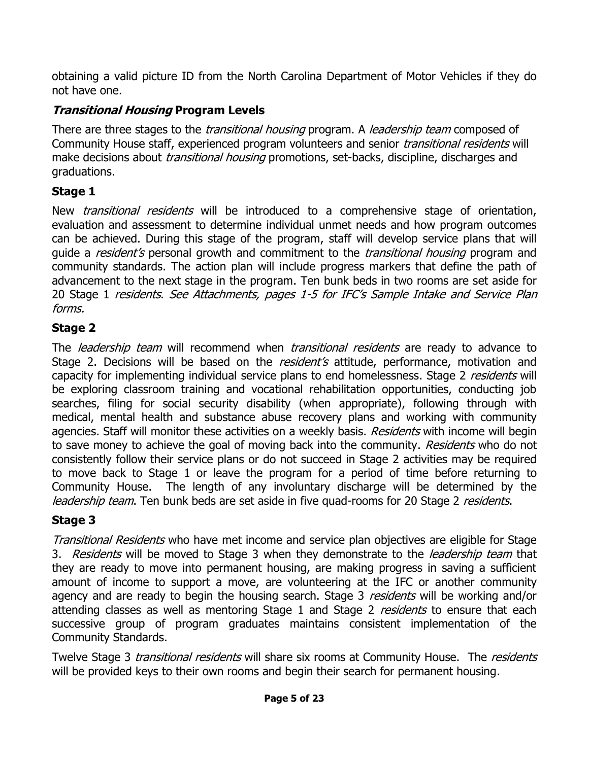obtaining a valid picture ID from the North Carolina Department of Motor Vehicles if they do not have one.

## *Transitional Housing* Program Levels

There are three stages to the *transitional housing* program. A *leadership team* composed of Community House staff, experienced program volunteers and senior *transitional residents* will make decisions about *transitional housing* promotions, set-backs, discipline, discharges and graduations.

### Stage 1

New *transitional residents* will be introduced to a comprehensive stage of orientation, evaluation and assessment to determine individual unmet needs and how program outcomes can be achieved. During this stage of the program, staff will develop service plans that will guide a *resident's* personal growth and commitment to the *transitional housing* program and community standards. The action plan will include progress markers that define the path of advancement to the next stage in the program. Ten bunk beds in two rooms are set aside for 20 Stage 1 *residents*. *See Attachments, pages 1-5 for IFC's Sample Intake and Service Plan forms.*

### Stage 2

The *leadership team* will recommend when *transitional residents* are ready to advance to Stage 2. Decisions will be based on the *resident's* attitude, performance, motivation and capacity for implementing individual service plans to end homelessness. Stage 2 *residents* will be exploring classroom training and vocational rehabilitation opportunities, conducting job searches, filing for social security disability (when appropriate), following through with medical, mental health and substance abuse recovery plans and working with community agencies. Staff will monitor these activities on a weekly basis. *Residents* with income will begin to save money to achieve the goal of moving back into the community. *Residents* who do not consistently follow their service plans or do not succeed in Stage 2 activities may be required to move back to Stage 1 or leave the program for a period of time before returning to Community House. The length of any involuntary discharge will be determined by the *leadership team*. Ten bunk beds are set aside in five quad-rooms for 20 Stage 2 *residents*.

### Stage 3

*Transitional Residents* who have met income and service plan objectives are eligible for Stage 3. *Residents* will be moved to Stage 3 when they demonstrate to the *leadership team* that they are ready to move into permanent housing, are making progress in saving a sufficient amount of income to support a move, are volunteering at the IFC or another community agency and are ready to begin the housing search. Stage 3 *residents* will be working and/or attending classes as well as mentoring Stage 1 and Stage 2 *residents* to ensure that each successive group of program graduates maintains consistent implementation of the Community Standards.

Twelve Stage 3 *transitional residents* will share six rooms at Community House. The *residents* will be provided keys to their own rooms and begin their search for permanent housing.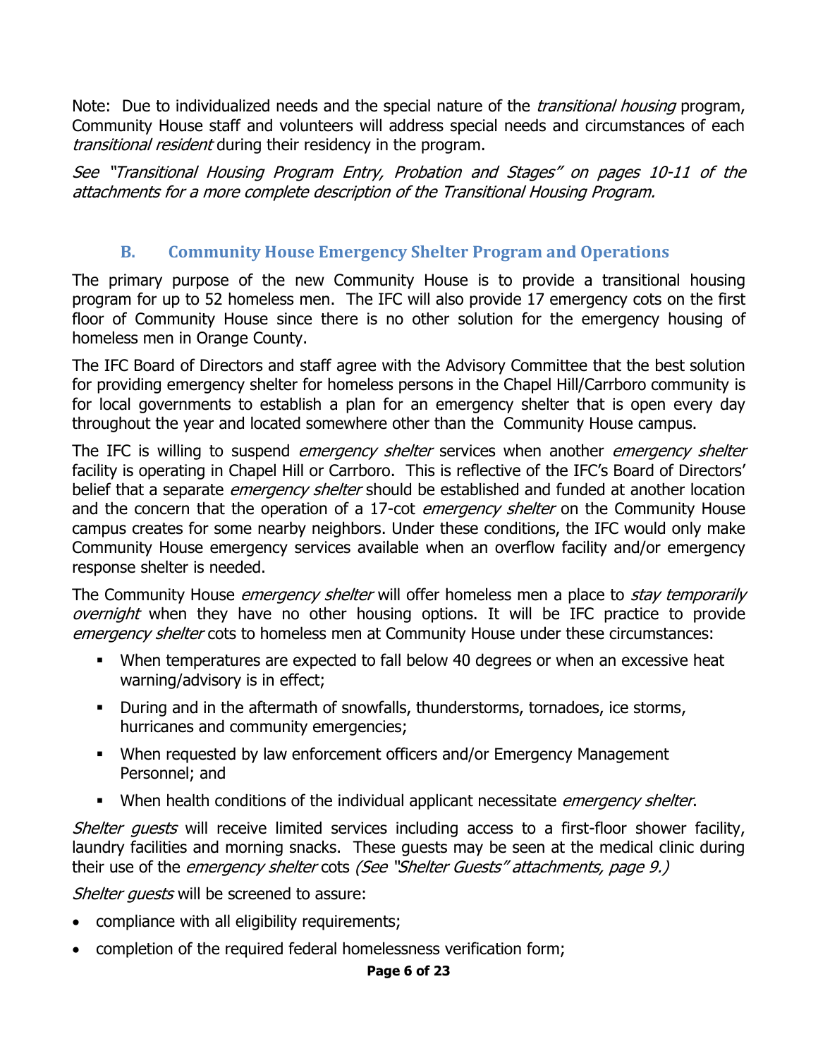Note: Due to individualized needs and the special nature of the *transitional housing* program, Community House staff and volunteers will address special needs and circumstances of each *transitional resident* during their residency in the program.

*See "Transitional Housing Program Entry, Probation and Stages" on pages 10-11 of the attachments for a more complete description of the Transitional Housing Program.*

### B. Community House Emergency Shelter Program and Operations

The primary purpose of the new Community House is to provide a transitional housing program for up to 52 homeless men. The IFC will also provide 17 emergency cots on the first floor of Community House since there is no other solution for the emergency housing of homeless men in Orange County.

The IFC Board of Directors and staff agree with the Advisory Committee that the best solution for providing emergency shelter for homeless persons in the Chapel Hill/Carrboro community is for local governments to establish a plan for an emergency shelter that is open every day throughout the year and located somewhere other than the Community House campus.

The IFC is willing to suspend *emergency shelter* services when another *emergency shelter* facility is operating in Chapel Hill or Carrboro. This is reflective of the IFC's Board of Directors' belief that a separate *emergency shelter* should be established and funded at another location and the concern that the operation of a 17-cot *emergency shelter* on the Community House campus creates for some nearby neighbors. Under these conditions, the IFC would only make Community House emergency services available when an overflow facility and/or emergency response shelter is needed.

The Community House *emergency shelter* will offer homeless men a place to *stay temporarily overnight* when they have no other housing options. It will be IFC practice to provide *emergency shelter* cots to homeless men at Community House under these circumstances:

- When temperatures are expected to fall below 40 degrees or when an excessive heat warning/advisory is in effect;
- During and in the aftermath of snowfalls, thunderstorms, tornadoes, ice storms, hurricanes and community emergencies;
- When requested by law enforcement officers and/or Emergency Management Personnel; and
- When health conditions of the individual applicant necessitate *emergency shelter*.

*Shelter guests* will receive limited services including access to a first-floor shower facility, laundry facilities and morning snacks. These guests may be seen at the medical clinic during their use of the *emergency shelter* cots *(See "Shelter Guests" attachments, page 9.)*

*Shelter guests* will be screened to assure:

- compliance with all eligibility requirements;
- completion of the required federal homelessness verification form;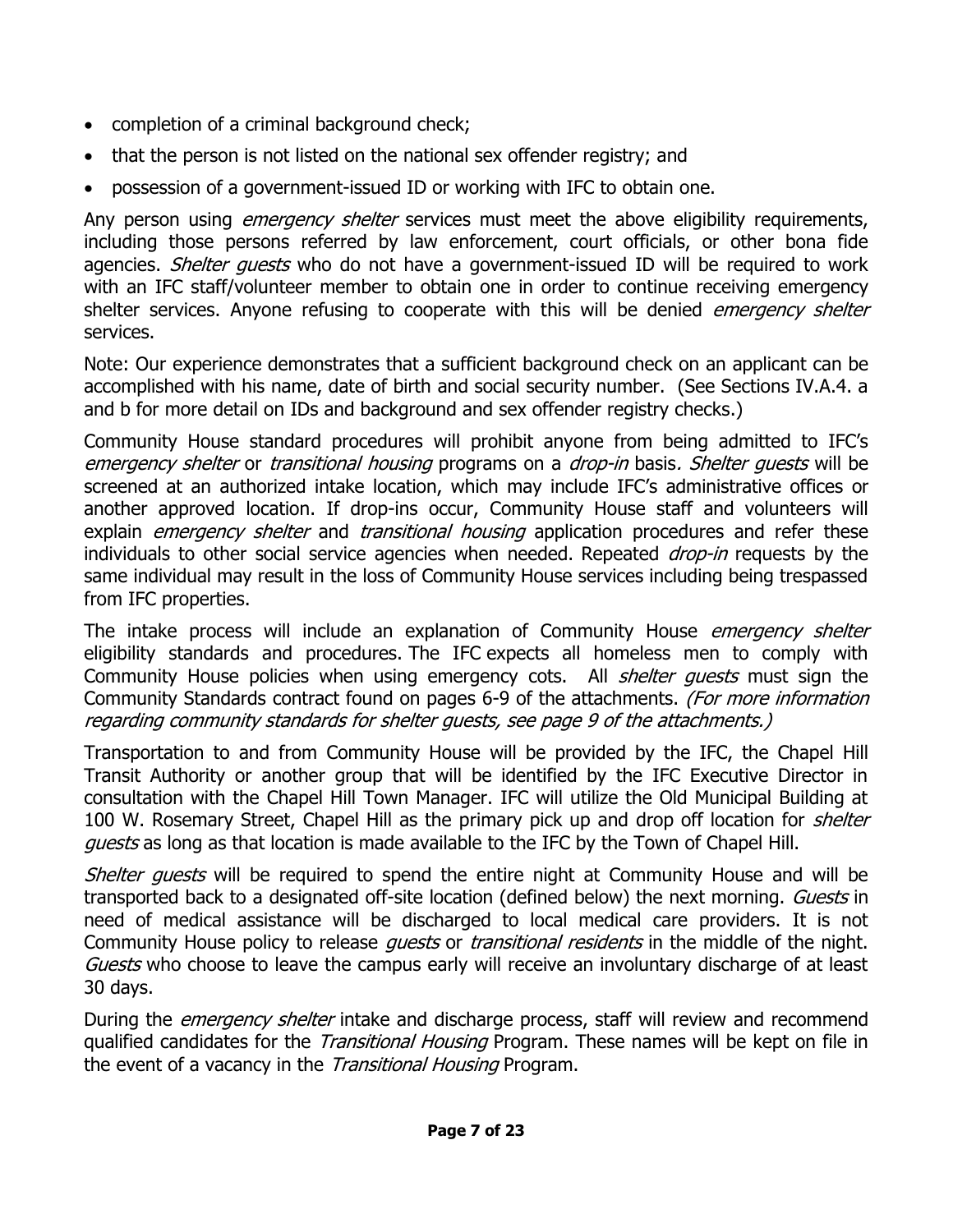- completion of a criminal background check;
- that the person is not listed on the national sex offender registry; and
- possession of a government-issued ID or working with IFC to obtain one.

Any person using *emergency shelter* services must meet the above eligibility requirements, including those persons referred by law enforcement, court officials, or other bona fide agencies. *Shelter guests* who do not have a government-issued ID will be required to work with an IFC staff/volunteer member to obtain one in order to continue receiving emergency shelter services. Anyone refusing to cooperate with this will be denied *emergency shelter* services.

Note: Our experience demonstrates that a sufficient background check on an applicant can be accomplished with his name, date of birth and social security number. (See Sections IV.A.4. a and b for more detail on IDs and background and sex offender registry checks.)

Community House standard procedures will prohibit anyone from being admitted to IFC's *emergency shelter* or *transitional housing* programs on a *drop-in* basis. *Shelter guests* will be screened at an authorized intake location, which may include IFC's administrative offices or another approved location. If drop-ins occur, Community House staff and volunteers will explain *emergency shelter* and *transitional housing* application procedures and refer these individuals to other social service agencies when needed. Repeated *drop-in* requests by the same individual may result in the loss of Community House services including being trespassed from IFC properties.

The intake process will include an explanation of Community House *emergency shelter* eligibility standards and procedures. The IFC expects all homeless men to comply with Community House policies when using emergency cots. All *shelter guests* must sign the Community Standards contract found on pages 6-9 of the attachments. *(For more information regarding community standards for shelter guests, see page 9 of the attachments.)*

Transportation to and from Community House will be provided by the IFC, the Chapel Hill Transit Authority or another group that will be identified by the IFC Executive Director in consultation with the Chapel Hill Town Manager. IFC will utilize the Old Municipal Building at 100 W. Rosemary Street, Chapel Hill as the primary pick up and drop off location for *shelter guests* as long as that location is made available to the IFC by the Town of Chapel Hill.

*Shelter guests* will be required to spend the entire night at Community House and will be transported back to a designated off-site location (defined below) the next morning. *Guests* in need of medical assistance will be discharged to local medical care providers. It is not Community House policy to release *guests* or *transitional residents* in the middle of the night. *Guests* who choose to leave the campus early will receive an involuntary discharge of at least 30 days.

During the *emergency shelter* intake and discharge process, staff will review and recommend qualified candidates for the *Transitional Housing* Program. These names will be kept on file in the event of a vacancy in the *Transitional Housing* Program.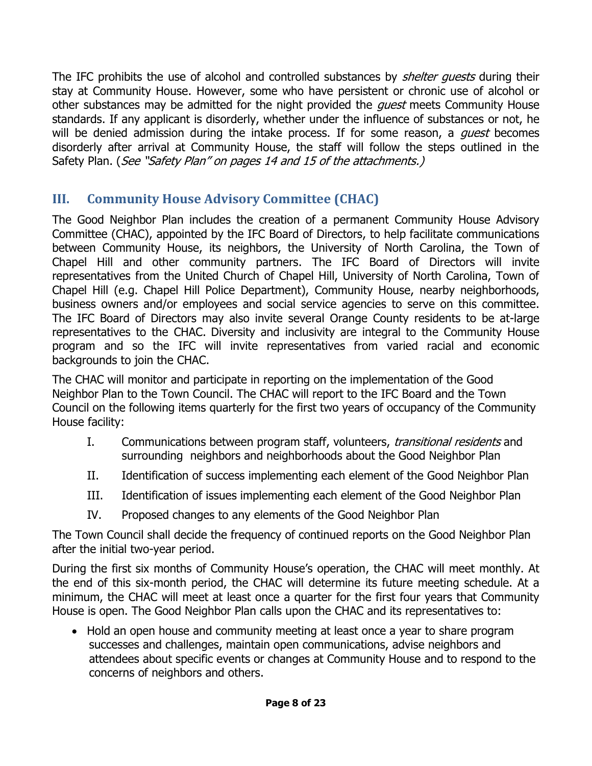The IFC prohibits the use of alcohol and controlled substances by *shelter guests* during their stay at Community House. However, some who have persistent or chronic use of alcohol or other substances may be admitted for the night provided the *guest* meets Community House standards. If any applicant is disorderly, whether under the influence of substances or not, he will be denied admission during the intake process. If for some reason, a *guest* becomes disorderly after arrival at Community House, the staff will follow the steps outlined in the Safety Plan. (*See "Safety Plan" on pages 14 and 15 of the attachments.)*

## III. Community House Advisory Committee (CHAC)

The Good Neighbor Plan includes the creation of a permanent Community House Advisory Committee (CHAC), appointed by the IFC Board of Directors, to help facilitate communications between Community House, its neighbors, the University of North Carolina, the Town of Chapel Hill and other community partners. The IFC Board of Directors will invite representatives from the United Church of Chapel Hill, University of North Carolina, Town of Chapel Hill (e.g. Chapel Hill Police Department), Community House, nearby neighborhoods, business owners and/or employees and social service agencies to serve on this committee. The IFC Board of Directors may also invite several Orange County residents to be at-large representatives to the CHAC. Diversity and inclusivity are integral to the Community House program and so the IFC will invite representatives from varied racial and economic backgrounds to join the CHAC.

The CHAC will monitor and participate in reporting on the implementation of the Good Neighbor Plan to the Town Council. The CHAC will report to the IFC Board and the Town Council on the following items quarterly for the first two years of occupancy of the Community House facility:

I. Communications between program staff, volunteers, *transitional residents* and surrounding neighbors and neighborhoods about the Good Neighbor Plan

II. Identification of success implementing each element of the Good Neighbor Plan

III. Identification of issues implementing each element of the Good Neighbor Plan

IV. Proposed changes to any elements of the Good Neighbor Plan

The Town Council shall decide the frequency of continued reports on the Good Neighbor Plan after the initial two-year period.

During the first six months of Community House's operation, the CHAC will meet monthly. At the end of this six-month period, the CHAC will determine its future meeting schedule. At a minimum, the CHAC will meet at least once a quarter for the first four years that Community House is open. The Good Neighbor Plan calls upon the CHAC and its representatives to:

- Hold an open house and community meeting at least once a year to share program successes and challenges, maintain open communications, advise neighbors and attendees about specific events or changes at Community House and to respond to the concerns of neighbors and others.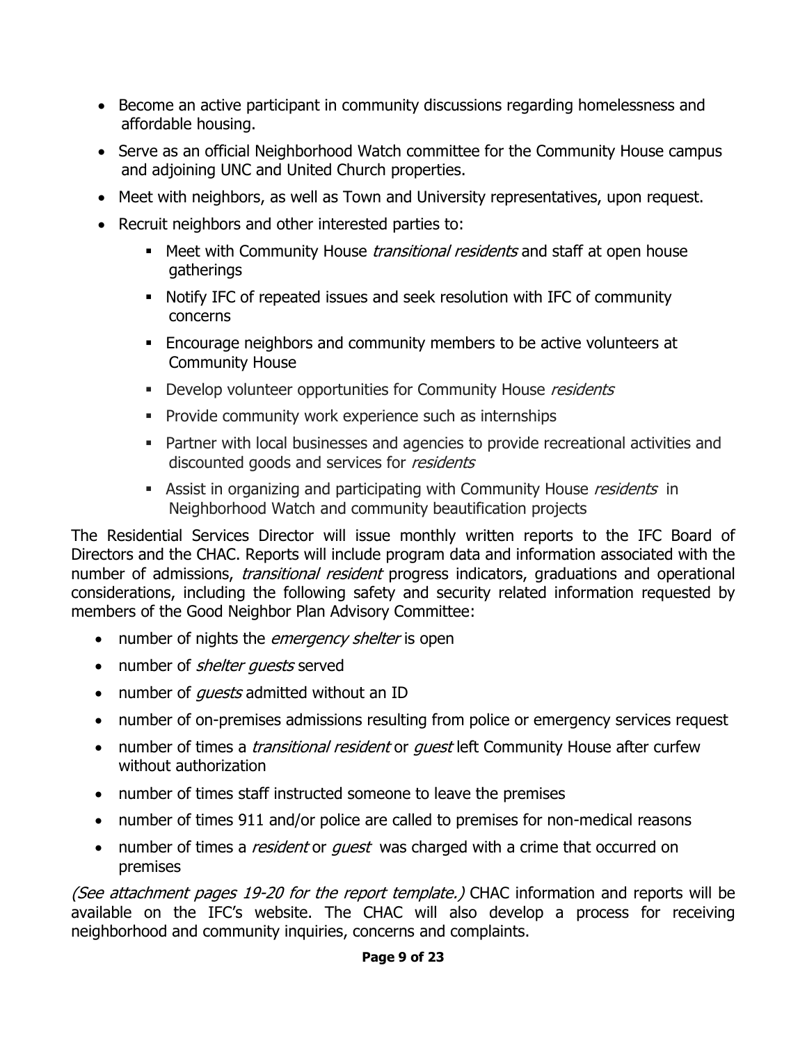- Become an active participant in community discussions regarding homelessness and affordable housing.
- Serve as an official Neighborhood Watch committee for the Community House campus and adjoining UNC and United Church properties.
- Meet with neighbors, as well as Town and University representatives, upon request.
- Recruit neighbors and other interested parties to:
  - Meet with Community House *transitional residents* and staff at open house gatherings
  - Notify IFC of repeated issues and seek resolution with IFC of community concerns
  - Encourage neighbors and community members to be active volunteers at Community House
  - Develop volunteer opportunities for Community House *residents*
  - Provide community work experience such as internships
  - Partner with local businesses and agencies to provide recreational activities and discounted goods and services for *residents*
  - Assist in organizing and participating with Community House *residents* in Neighborhood Watch and community beautification projects

The Residential Services Director will issue monthly written reports to the IFC Board of Directors and the CHAC. Reports will include program data and information associated with the number of admissions, *transitional resident* progress indicators, graduations and operational considerations, including the following safety and security related information requested by members of the Good Neighbor Plan Advisory Committee:

- number of nights the *emergency shelter* is open
- number of *shelter guests* served
- number of *guests* admitted without an ID
- number of on-premises admissions resulting from police or emergency services request
- number of times a *transitional resident* or *guest* left Community House after curfew without authorization
- number of times staff instructed someone to leave the premises
- number of times 911 and/or police are called to premises for non-medical reasons
- number of times a *resident* or *guest* was charged with a crime that occurred on premises

*(See attachment pages 19-20 for the report template.)* CHAC information and reports will be available on the IFC's website. The CHAC will also develop a process for receiving neighborhood and community inquiries, concerns and complaints.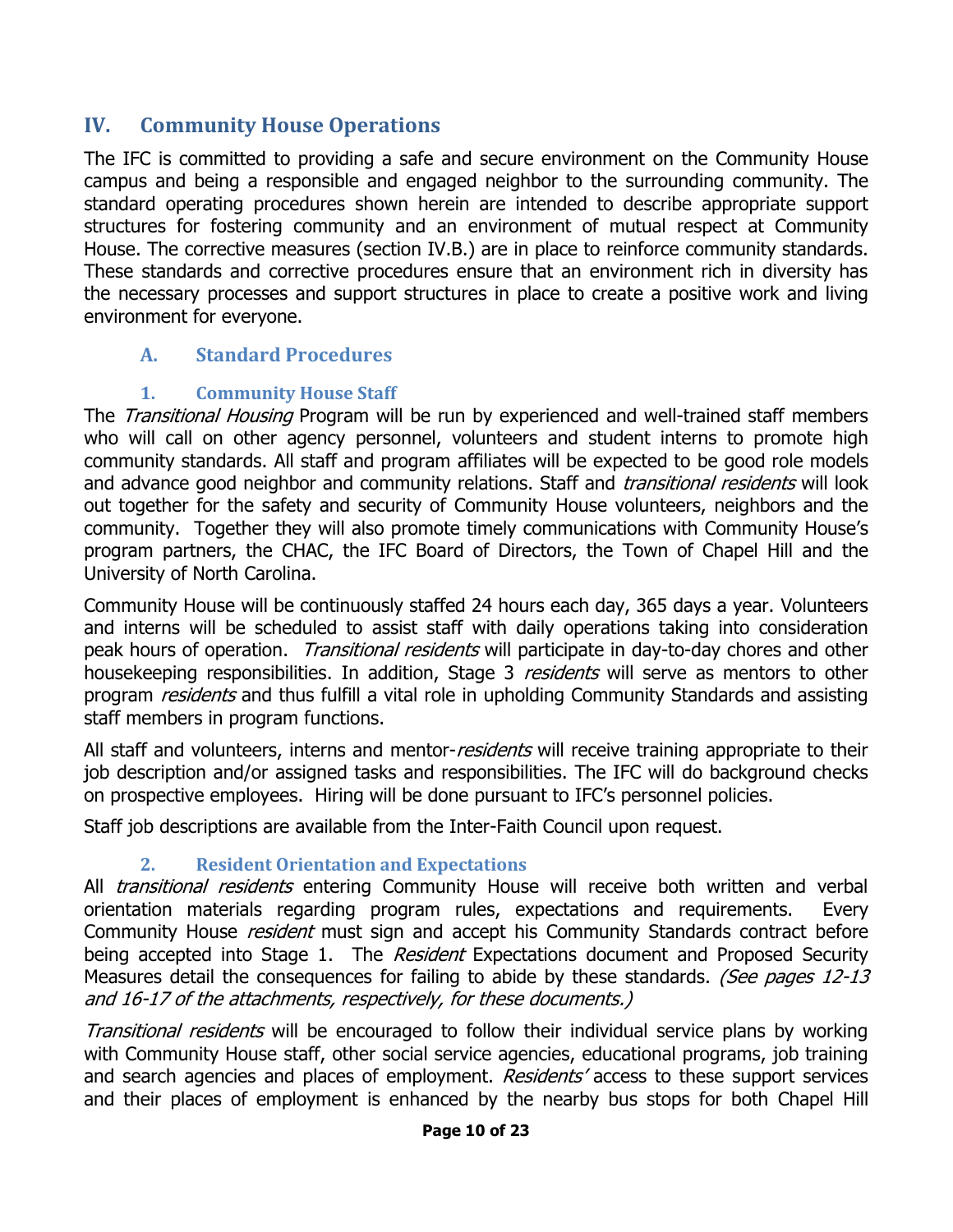## IV. Community House Operations

The IFC is committed to providing a safe and secure environment on the Community House campus and being a responsible and engaged neighbor to the surrounding community. The standard operating procedures shown herein are intended to describe appropriate support structures for fostering community and an environment of mutual respect at Community House. The corrective measures (section IV.B.) are in place to reinforce community standards. These standards and corrective procedures ensure that an environment rich in diversity has the necessary processes and support structures in place to create a positive work and living environment for everyone.

### A. Standard Procedures

#### 1. Community House Staff

The *Transitional Housing* Program will be run by experienced and well-trained staff members who will call on other agency personnel, volunteers and student interns to promote high community standards. All staff and program affiliates will be expected to be good role models and advance good neighbor and community relations. Staff and *transitional residents* will look out together for the safety and security of Community House volunteers, neighbors and the community. Together they will also promote timely communications with Community House's program partners, the CHAC, the IFC Board of Directors, the Town of Chapel Hill and the University of North Carolina.

Community House will be continuously staffed 24 hours each day, 365 days a year. Volunteers and interns will be scheduled to assist staff with daily operations taking into consideration peak hours of operation. *Transitional residents* will participate in day-to-day chores and other housekeeping responsibilities. In addition, Stage 3 *residents* will serve as mentors to other program *residents* and thus fulfill a vital role in upholding Community Standards and assisting staff members in program functions.

All staff and volunteers, interns and mentor-*residents* will receive training appropriate to their job description and/or assigned tasks and responsibilities. The IFC will do background checks on prospective employees. Hiring will be done pursuant to IFC's personnel policies.

Staff job descriptions are available from the Inter-Faith Council upon request.

#### 2. Resident Orientation and Expectations

All *transitional residents* entering Community House will receive both written and verbal orientation materials regarding program rules, expectations and requirements. Every Community House *resident* must sign and accept his Community Standards contract before being accepted into Stage 1. The *Resident* Expectations document and Proposed Security Measures detail the consequences for failing to abide by these standards. *(See pages 12-13 and 16-17 of the attachments, respectively, for these documents.)*

*Transitional residents* will be encouraged to follow their individual service plans by working with Community House staff, other social service agencies, educational programs, job training and search agencies and places of employment. *Residents'* access to these support services and their places of employment is enhanced by the nearby bus stops for both Chapel Hill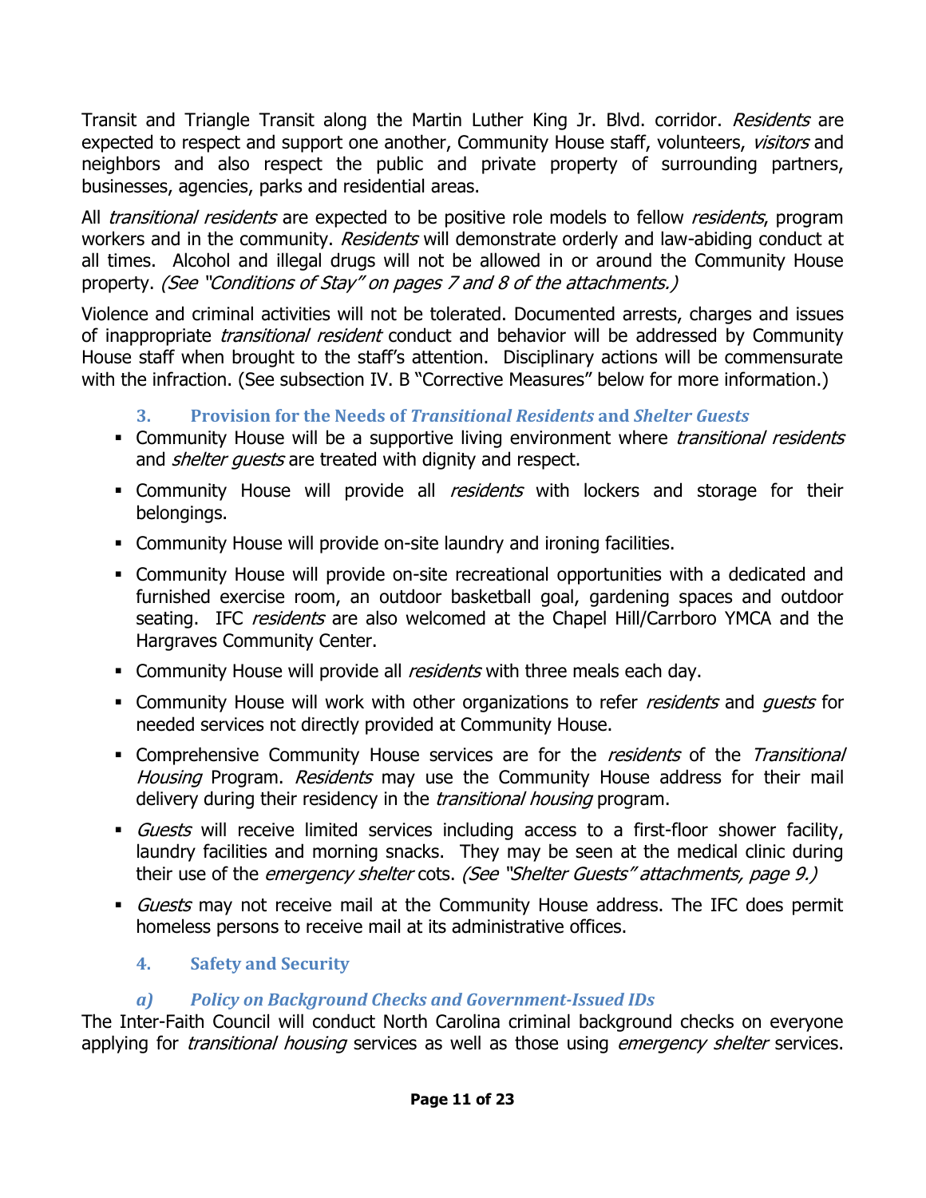Transit and Triangle Transit along the Martin Luther King Jr. Blvd. corridor. *Residents* are expected to respect and support one another, Community House staff, volunteers, *visitors* and neighbors and also respect the public and private property of surrounding partners, businesses, agencies, parks and residential areas.

All *transitional residents* are expected to be positive role models to fellow *residents*, program workers and in the community. *Residents* will demonstrate orderly and law-abiding conduct at all times. Alcohol and illegal drugs will not be allowed in or around the Community House property. *(See "Conditions of Stay" on pages 7 and 8 of the attachments.)*

Violence and criminal activities will not be tolerated. Documented arrests, charges and issues of inappropriate *transitional resident* conduct and behavior will be addressed by Community House staff when brought to the staff's attention. Disciplinary actions will be commensurate with the infraction. (See subsection IV. B "Corrective Measures" below for more information.)

### 3. Provision for the Needs of *Transitional Residents* and *Shelter Guests*

- Community House will be a supportive living environment where *transitional residents* and *shelter guests* are treated with dignity and respect.
- Community House will provide all *residents* with lockers and storage for their belongings.
- Community House will provide on-site laundry and ironing facilities.
- Community House will provide on-site recreational opportunities with a dedicated and furnished exercise room, an outdoor basketball goal, gardening spaces and outdoor seating. IFC *residents* are also welcomed at the Chapel Hill/Carrboro YMCA and the Hargraves Community Center.
- Community House will provide all *residents* with three meals each day.
- Community House will work with other organizations to refer *residents* and *guests* for needed services not directly provided at Community House.
- Comprehensive Community House services are for the *residents* of the *Transitional Housing* Program. *Residents* may use the Community House address for their mail delivery during their residency in the *transitional housing* program.
- *Guests* will receive limited services including access to a first-floor shower facility, laundry facilities and morning snacks. They may be seen at the medical clinic during their use of the *emergency shelter* cots. *(See "Shelter Guests" attachments, page 9.)*
- *Guests* may not receive mail at the Community House address. The IFC does permit homeless persons to receive mail at its administrative offices.

### 4. Safety and Security

#### *a) Policy on Background Checks and Government-Issued IDs*

The Inter-Faith Council will conduct North Carolina criminal background checks on everyone applying for *transitional housing* services as well as those using *emergency shelter* services.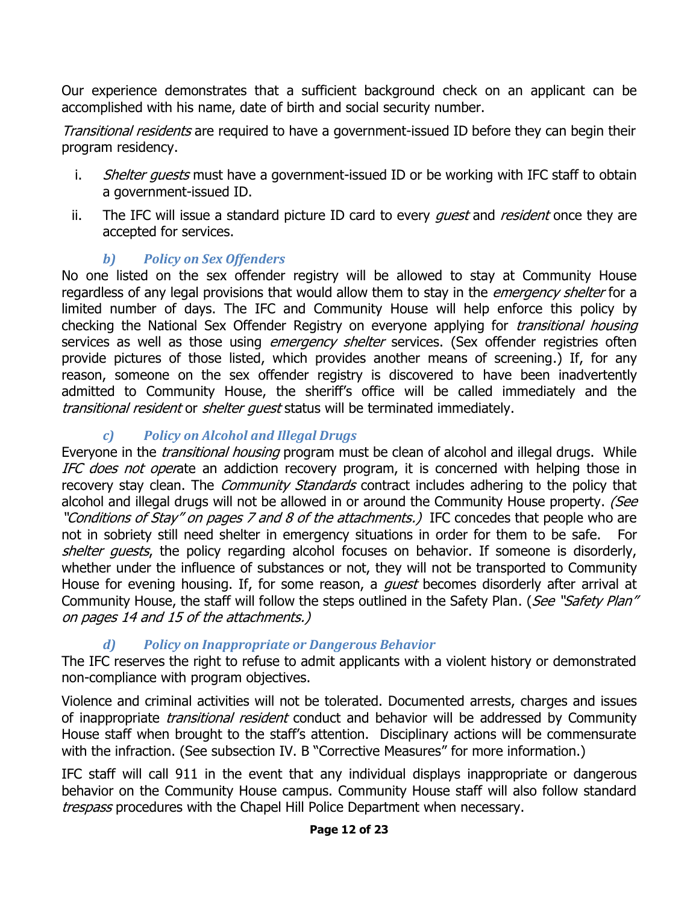Our experience demonstrates that a sufficient background check on an applicant can be accomplished with his name, date of birth and social security number.

*Transitional residents* are required to have a government-issued ID before they can begin their program residency.

i. *Shelter guests* must have a government-issued ID or be working with IFC staff to obtain a government-issued ID.

ii. The IFC will issue a standard picture ID card to every *guest* and *resident* once they are accepted for services.

#### *b) Policy on Sex Offenders*

No one listed on the sex offender registry will be allowed to stay at Community House regardless of any legal provisions that would allow them to stay in the *emergency shelter* for a limited number of days. The IFC and Community House will help enforce this policy by checking the National Sex Offender Registry on everyone applying for *transitional housing* services as well as those using *emergency shelter* services. (Sex offender registries often provide pictures of those listed, which provides another means of screening.) If, for any reason, someone on the sex offender registry is discovered to have been inadvertently admitted to Community House, the sheriff's office will be called immediately and the *transitional resident* or *shelter guest* status will be terminated immediately.

#### *c) Policy on Alcohol and Illegal Drugs*

Everyone in the *transitional housing* program must be clean of alcohol and illegal drugs. While *IFC does not oper*ate an addiction recovery program, it is concerned with helping those in recovery stay clean. The *Community Standards* contract includes adhering to the policy that alcohol and illegal drugs will not be allowed in or around the Community House property. *(See "Conditions of Stay" on pages 7 and 8 of the attachments.)* IFC concedes that people who are not in sobriety still need shelter in emergency situations in order for them to be safe. For *shelter guests*, the policy regarding alcohol focuses on behavior. If someone is disorderly, whether under the influence of substances or not, they will not be transported to Community House for evening housing. If, for some reason, a *guest* becomes disorderly after arrival at Community House, the staff will follow the steps outlined in the Safety Plan. (*See "Safety Plan" on pages 14 and 15 of the attachments.)*

#### *d) Policy on Inappropriate or Dangerous Behavior*

The IFC reserves the right to refuse to admit applicants with a violent history or demonstrated non-compliance with program objectives.

Violence and criminal activities will not be tolerated. Documented arrests, charges and issues of inappropriate *transitional resident* conduct and behavior will be addressed by Community House staff when brought to the staff's attention. Disciplinary actions will be commensurate with the infraction. (See subsection IV. B "Corrective Measures" for more information.)

IFC staff will call 911 in the event that any individual displays inappropriate or dangerous behavior on the Community House campus. Community House staff will also follow standard *trespass* procedures with the Chapel Hill Police Department when necessary.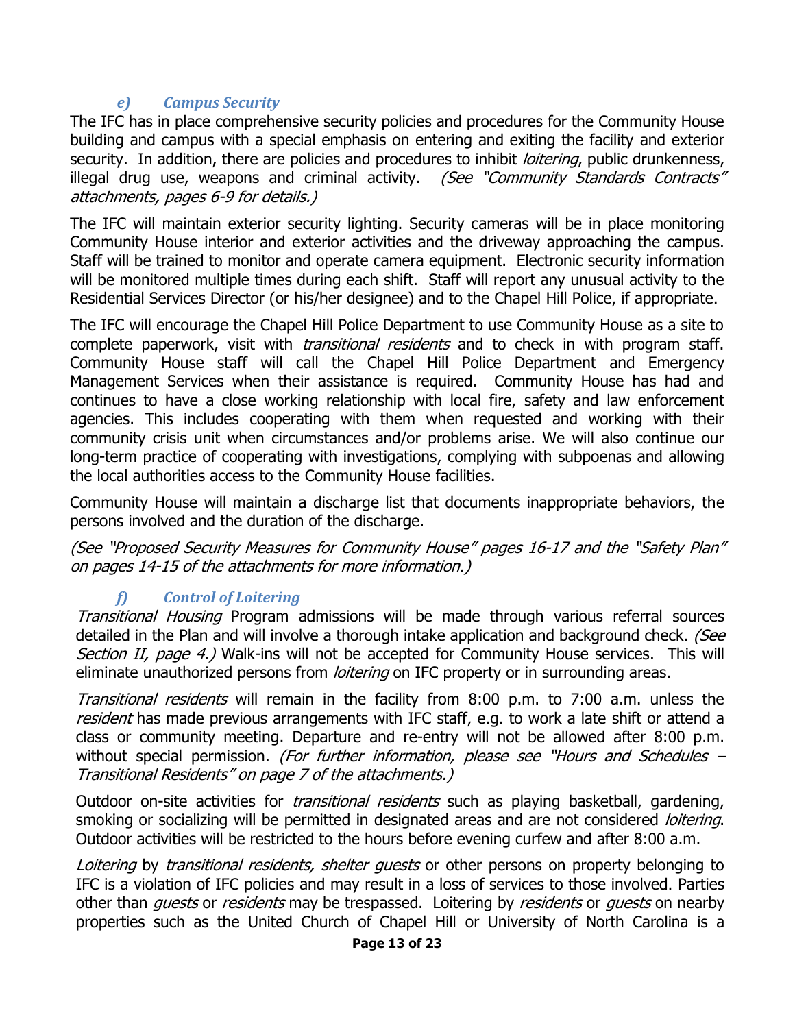### *e) Campus Security*

The IFC has in place comprehensive security policies and procedures for the Community House building and campus with a special emphasis on entering and exiting the facility and exterior security. In addition, there are policies and procedures to inhibit *loitering*, public drunkenness, illegal drug use, weapons and criminal activity. *(See "Community Standards Contracts" attachments, pages 6-9 for details.)*

The IFC will maintain exterior security lighting. Security cameras will be in place monitoring Community House interior and exterior activities and the driveway approaching the campus. Staff will be trained to monitor and operate camera equipment. Electronic security information will be monitored multiple times during each shift. Staff will report any unusual activity to the Residential Services Director (or his/her designee) and to the Chapel Hill Police, if appropriate.

The IFC will encourage the Chapel Hill Police Department to use Community House as a site to complete paperwork, visit with *transitional residents* and to check in with program staff. Community House staff will call the Chapel Hill Police Department and Emergency Management Services when their assistance is required. Community House has had and continues to have a close working relationship with local fire, safety and law enforcement agencies. This includes cooperating with them when requested and working with their community crisis unit when circumstances and/or problems arise. We will also continue our long-term practice of cooperating with investigations, complying with subpoenas and allowing the local authorities access to the Community House facilities.

Community House will maintain a discharge list that documents inappropriate behaviors, the persons involved and the duration of the discharge.

*(See "Proposed Security Measures for Community House" pages 16-17 and the "Safety Plan" on pages 14-15 of the attachments for more information.)*

### *f) Control of Loitering*

*Transitional Housing* Program admissions will be made through various referral sources detailed in the Plan and will involve a thorough intake application and background check. *(See Section II, page 4.)* Walk-ins will not be accepted for Community House services. This will eliminate unauthorized persons from *loitering* on IFC property or in surrounding areas.

*Transitional residents* will remain in the facility from 8:00 p.m. to 7:00 a.m. unless the *resident* has made previous arrangements with IFC staff, e.g. to work a late shift or attend a class or community meeting. Departure and re-entry will not be allowed after 8:00 p.m. without special permission. *(For further information, please see "Hours and Schedules – Transitional Residents" on page 7 of the attachments.)*

Outdoor on-site activities for *transitional residents* such as playing basketball, gardening, smoking or socializing will be permitted in designated areas and are not considered *loitering*. Outdoor activities will be restricted to the hours before evening curfew and after 8:00 a.m.

*Loitering* by *transitional residents, shelter guests* or other persons on property belonging to IFC is a violation of IFC policies and may result in a loss of services to those involved. Parties other than *guests* or *residents* may be trespassed. Loitering by *residents* or *guests* on nearby properties such as the United Church of Chapel Hill or University of North Carolina is a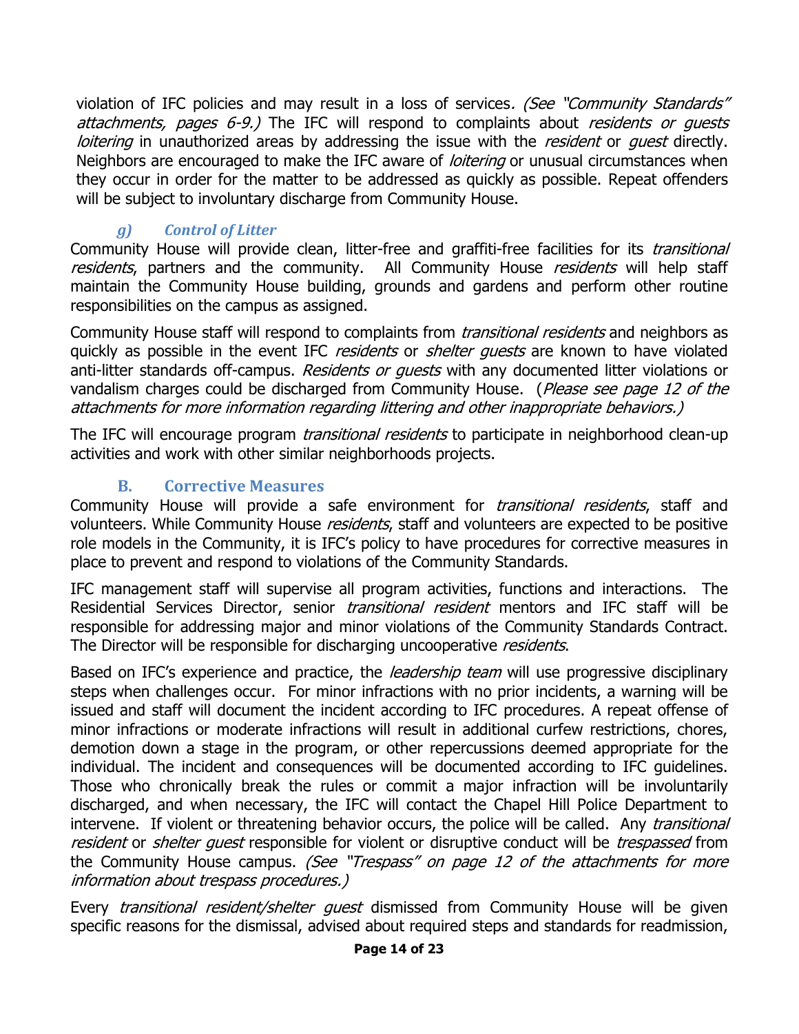violation of IFC policies and may result in a loss of services*. (See "Community Standards" attachments, pages 6-9.)* The IFC will respond to complaints about *residents or guests loitering* in unauthorized areas by addressing the issue with the *resident* or *guest* directly. Neighbors are encouraged to make the IFC aware of *loitering* or unusual circumstances when they occur in order for the matter to be addressed as quickly as possible. Repeat offenders will be subject to involuntary discharge from Community House.

#### *g) Control of Litter*

Community House will provide clean, litter-free and graffiti-free facilities for its *transitional residents*, partners and the community. All Community House *residents* will help staff maintain the Community House building, grounds and gardens and perform other routine responsibilities on the campus as assigned.

Community House staff will respond to complaints from *transitional residents* and neighbors as quickly as possible in the event IFC *residents* or *shelter guests* are known to have violated anti-litter standards off-campus. *Residents or guests* with any documented litter violations or vandalism charges could be discharged from Community House. (*Please see page 12 of the attachments for more information regarding littering and other inappropriate behaviors.)*

The IFC will encourage program *transitional residents* to participate in neighborhood clean-up activities and work with other similar neighborhoods projects.

### B. Corrective Measures

Community House will provide a safe environment for *transitional residents*, staff and volunteers. While Community House *residents*, staff and volunteers are expected to be positive role models in the Community, it is IFC's policy to have procedures for corrective measures in place to prevent and respond to violations of the Community Standards.

IFC management staff will supervise all program activities, functions and interactions. The Residential Services Director, senior *transitional resident* mentors and IFC staff will be responsible for addressing major and minor violations of the Community Standards Contract. The Director will be responsible for discharging uncooperative *residents*.

Based on IFC's experience and practice, the *leadership team* will use progressive disciplinary steps when challenges occur. For minor infractions with no prior incidents, a warning will be issued and staff will document the incident according to IFC procedures. A repeat offense of minor infractions or moderate infractions will result in additional curfew restrictions, chores, demotion down a stage in the program, or other repercussions deemed appropriate for the individual. The incident and consequences will be documented according to IFC guidelines. Those who chronically break the rules or commit a major infraction will be involuntarily discharged, and when necessary, the IFC will contact the Chapel Hill Police Department to intervene. If violent or threatening behavior occurs, the police will be called. Any *transitional resident* or *shelter guest* responsible for violent or disruptive conduct will be *trespassed* from the Community House campus. *(See "Trespass" on page 12 of the attachments for more information about trespass procedures.)*

Every *transitional resident/shelter guest* dismissed from Community House will be given specific reasons for the dismissal, advised about required steps and standards for readmission,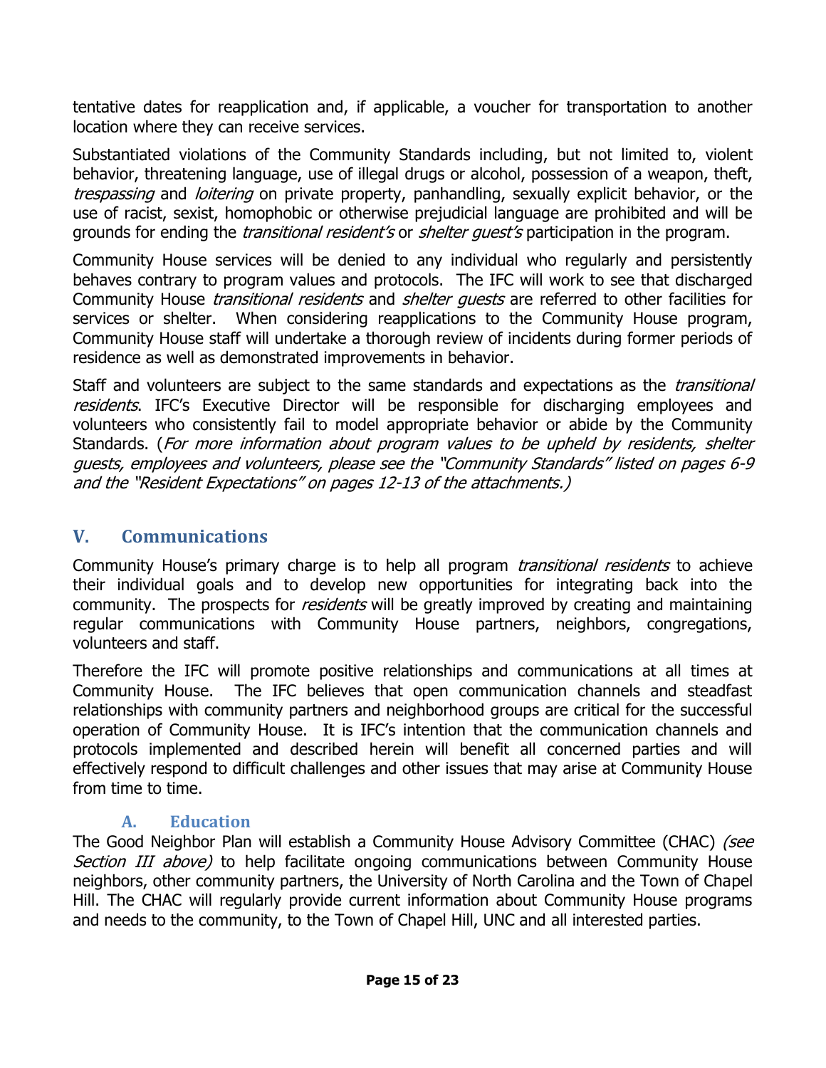tentative dates for reapplication and, if applicable, a voucher for transportation to another location where they can receive services.

Substantiated violations of the Community Standards including, but not limited to, violent behavior, threatening language, use of illegal drugs or alcohol, possession of a weapon, theft, *trespassing* and *loitering* on private property, panhandling, sexually explicit behavior, or the use of racist, sexist, homophobic or otherwise prejudicial language are prohibited and will be grounds for ending the *transitional resident's* or *shelter guest's* participation in the program.

Community House services will be denied to any individual who regularly and persistently behaves contrary to program values and protocols. The IFC will work to see that discharged Community House *transitional residents* and *shelter guests* are referred to other facilities for services or shelter. When considering reapplications to the Community House program, Community House staff will undertake a thorough review of incidents during former periods of residence as well as demonstrated improvements in behavior.

Staff and volunteers are subject to the same standards and expectations as the *transitional residents*. IFC's Executive Director will be responsible for discharging employees and volunteers who consistently fail to model appropriate behavior or abide by the Community Standards. (*For more information about program values to be upheld by residents, shelter guests, employees and volunteers, please see the "Community Standards" listed on pages 6-9 and the "Resident Expectations" on pages 12-13 of the attachments.)*

## V. Communications

Community House's primary charge is to help all program *transitional residents* to achieve their individual goals and to develop new opportunities for integrating back into the community. The prospects for *residents* will be greatly improved by creating and maintaining regular communications with Community House partners, neighbors, congregations, volunteers and staff.

Therefore the IFC will promote positive relationships and communications at all times at Community House. The IFC believes that open communication channels and steadfast relationships with community partners and neighborhood groups are critical for the successful operation of Community House. It is IFC's intention that the communication channels and protocols implemented and described herein will benefit all concerned parties and will effectively respond to difficult challenges and other issues that may arise at Community House from time to time.

### A. Education

The Good Neighbor Plan will establish a Community House Advisory Committee (CHAC) *(see Section III above)* to help facilitate ongoing communications between Community House neighbors, other community partners, the University of North Carolina and the Town of Chapel Hill. The CHAC will regularly provide current information about Community House programs and needs to the community, to the Town of Chapel Hill, UNC and all interested parties.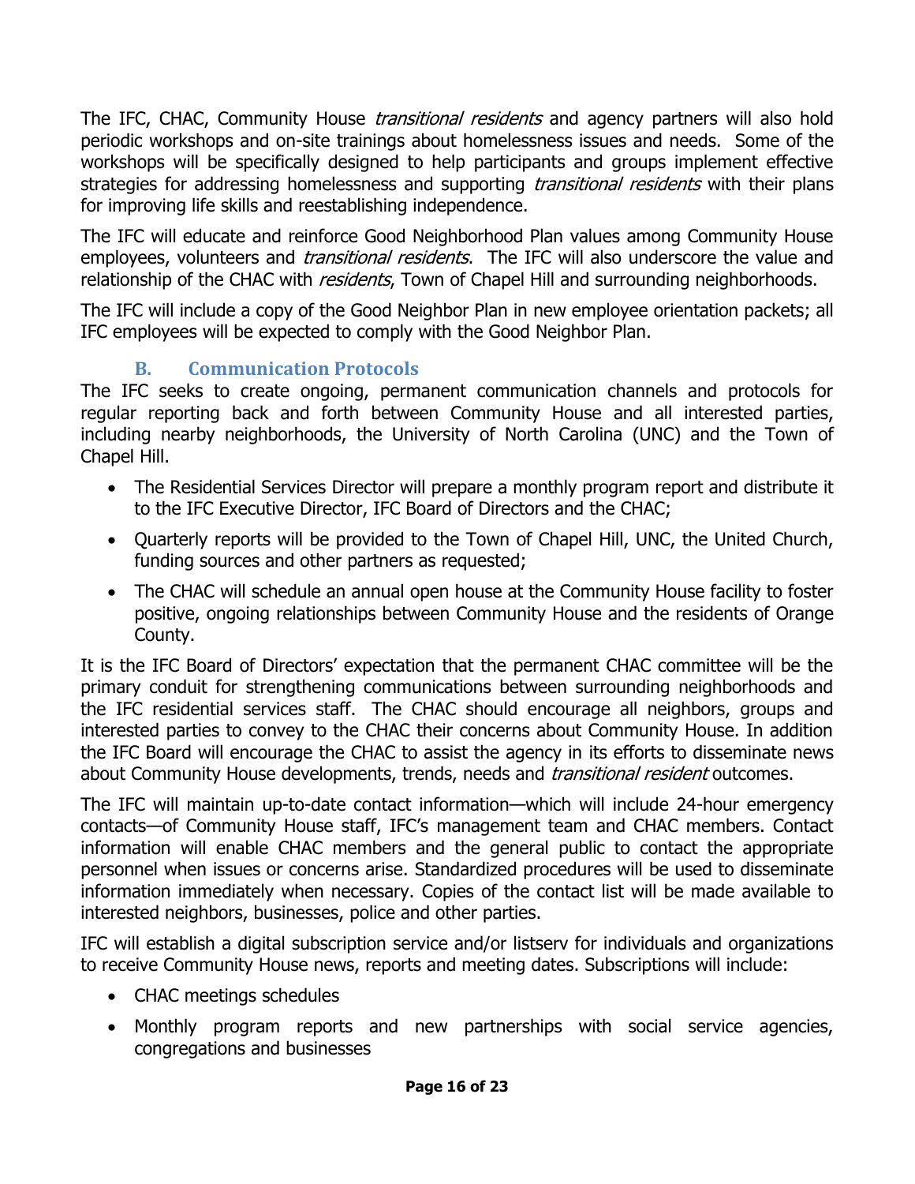The IFC, CHAC, Community House *transitional residents* and agency partners will also hold periodic workshops and on-site trainings about homelessness issues and needs. Some of the workshops will be specifically designed to help participants and groups implement effective strategies for addressing homelessness and supporting *transitional residents* with their plans for improving life skills and reestablishing independence.

The IFC will educate and reinforce Good Neighborhood Plan values among Community House employees, volunteers and *transitional residents*. The IFC will also underscore the value and relationship of the CHAC with *residents*, Town of Chapel Hill and surrounding neighborhoods.

The IFC will include a copy of the Good Neighbor Plan in new employee orientation packets; all IFC employees will be expected to comply with the Good Neighbor Plan.

### B. Communication Protocols

The IFC seeks to create ongoing, permanent communication channels and protocols for regular reporting back and forth between Community House and all interested parties, including nearby neighborhoods, the University of North Carolina (UNC) and the Town of Chapel Hill.

- The Residential Services Director will prepare a monthly program report and distribute it to the IFC Executive Director, IFC Board of Directors and the CHAC;
- Quarterly reports will be provided to the Town of Chapel Hill, UNC, the United Church, funding sources and other partners as requested;
- The CHAC will schedule an annual open house at the Community House facility to foster positive, ongoing relationships between Community House and the residents of Orange County.

It is the IFC Board of Directors' expectation that the permanent CHAC committee will be the primary conduit for strengthening communications between surrounding neighborhoods and the IFC residential services staff. The CHAC should encourage all neighbors, groups and interested parties to convey to the CHAC their concerns about Community House. In addition the IFC Board will encourage the CHAC to assist the agency in its efforts to disseminate news about Community House developments, trends, needs and *transitional resident* outcomes.

The IFC will maintain up-to-date contact information—which will include 24-hour emergency contacts—of Community House staff, IFC's management team and CHAC members. Contact information will enable CHAC members and the general public to contact the appropriate personnel when issues or concerns arise. Standardized procedures will be used to disseminate information immediately when necessary. Copies of the contact list will be made available to interested neighbors, businesses, police and other parties.

IFC will establish a digital subscription service and/or listserv for individuals and organizations to receive Community House news, reports and meeting dates. Subscriptions will include:

- CHAC meetings schedules
- Monthly program reports and new partnerships with social service agencies, congregations and businesses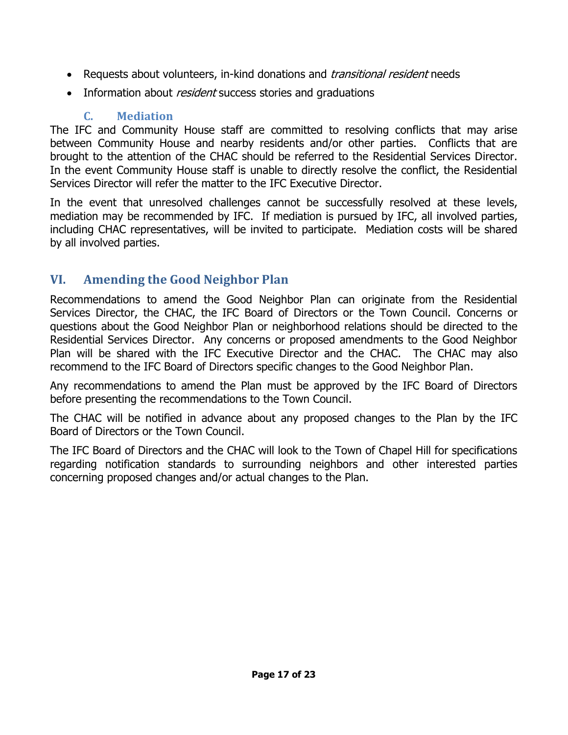- Requests about volunteers, in-kind donations and *transitional resident* needs
- Information about *resident* success stories and graduations

### C. Mediation

The IFC and Community House staff are committed to resolving conflicts that may arise between Community House and nearby residents and/or other parties. Conflicts that are brought to the attention of the CHAC should be referred to the Residential Services Director. In the event Community House staff is unable to directly resolve the conflict, the Residential Services Director will refer the matter to the IFC Executive Director.

In the event that unresolved challenges cannot be successfully resolved at these levels, mediation may be recommended by IFC. If mediation is pursued by IFC, all involved parties, including CHAC representatives, will be invited to participate. Mediation costs will be shared by all involved parties.

## VI. Amending the Good Neighbor Plan

Recommendations to amend the Good Neighbor Plan can originate from the Residential Services Director, the CHAC, the IFC Board of Directors or the Town Council. Concerns or questions about the Good Neighbor Plan or neighborhood relations should be directed to the Residential Services Director. Any concerns or proposed amendments to the Good Neighbor Plan will be shared with the IFC Executive Director and the CHAC. The CHAC may also recommend to the IFC Board of Directors specific changes to the Good Neighbor Plan.

Any recommendations to amend the Plan must be approved by the IFC Board of Directors before presenting the recommendations to the Town Council.

The CHAC will be notified in advance about any proposed changes to the Plan by the IFC Board of Directors or the Town Council.

The IFC Board of Directors and the CHAC will look to the Town of Chapel Hill for specifications regarding notification standards to surrounding neighbors and other interested parties concerning proposed changes and/or actual changes to the Plan.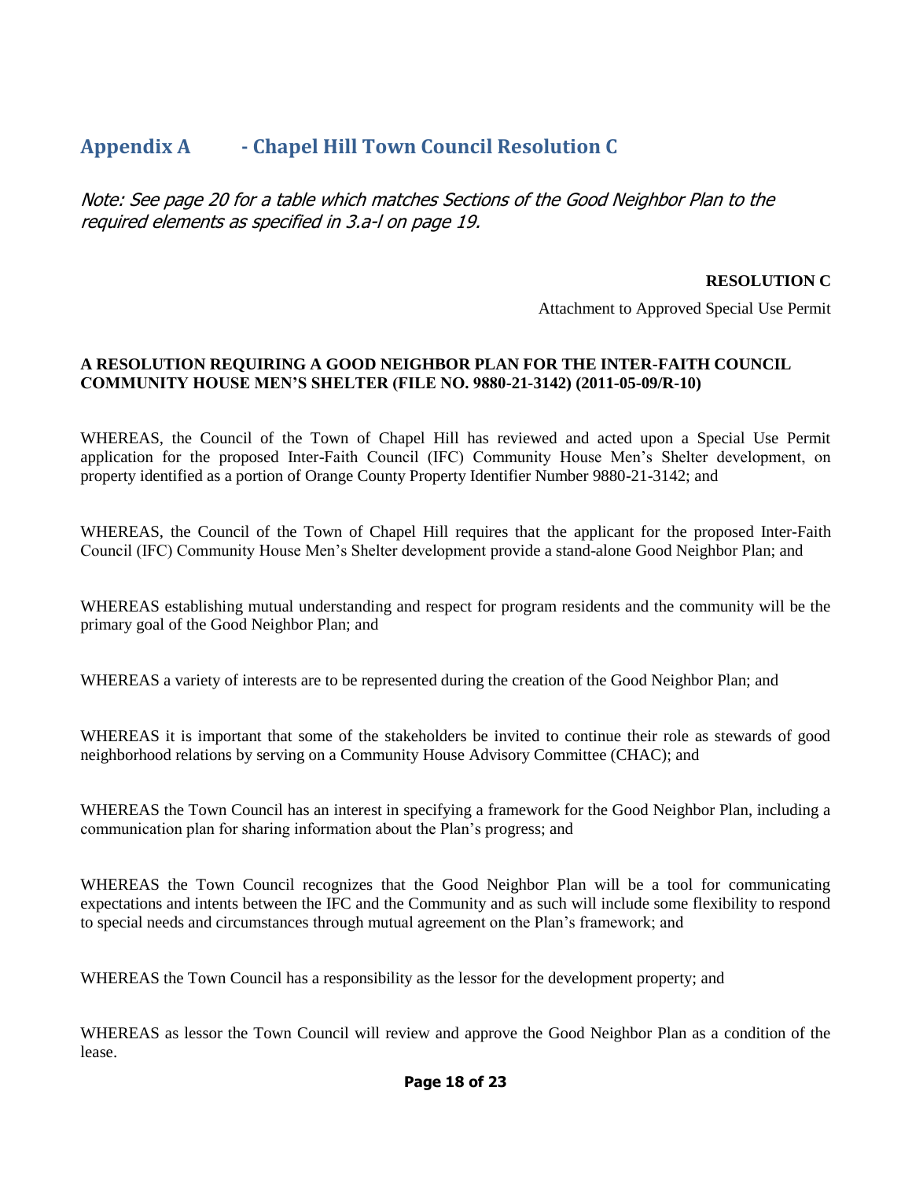# Appendix A - Chapel Hill Town Council Resolution C

*Note: See page 20 for a table which matches Sections of the Good Neighbor Plan to the required elements as specified in 3.a-l on page 19.*

**RESOLUTION C**

Attachment to Approved Special Use Permit

**A RESOLUTION REQUIRING A GOOD NEIGHBOR PLAN FOR THE INTER-FAITH COUNCIL COMMUNITY HOUSE MEN'S SHELTER (FILE NO. 9880-21-3142) (2011-05-09/R-10)**

WHEREAS, the Council of the Town of Chapel Hill has reviewed and acted upon a Special Use Permit application for the proposed Inter-Faith Council (IFC) Community House Men's Shelter development, on property identified as a portion of Orange County Property Identifier Number 9880-21-3142; and

WHEREAS, the Council of the Town of Chapel Hill requires that the applicant for the proposed Inter-Faith Council (IFC) Community House Men's Shelter development provide a stand-alone Good Neighbor Plan; and

WHEREAS establishing mutual understanding and respect for program residents and the community will be the primary goal of the Good Neighbor Plan; and

WHEREAS a variety of interests are to be represented during the creation of the Good Neighbor Plan; and

WHEREAS it is important that some of the stakeholders be invited to continue their role as stewards of good neighborhood relations by serving on a Community House Advisory Committee (CHAC); and

WHEREAS the Town Council has an interest in specifying a framework for the Good Neighbor Plan, including a communication plan for sharing information about the Plan's progress; and

WHEREAS the Town Council recognizes that the Good Neighbor Plan will be a tool for communicating expectations and intents between the IFC and the Community and as such will include some flexibility to respond to special needs and circumstances through mutual agreement on the Plan's framework; and

WHEREAS the Town Council has a responsibility as the lessor for the development property; and

WHEREAS as lessor the Town Council will review and approve the Good Neighbor Plan as a condition of the lease.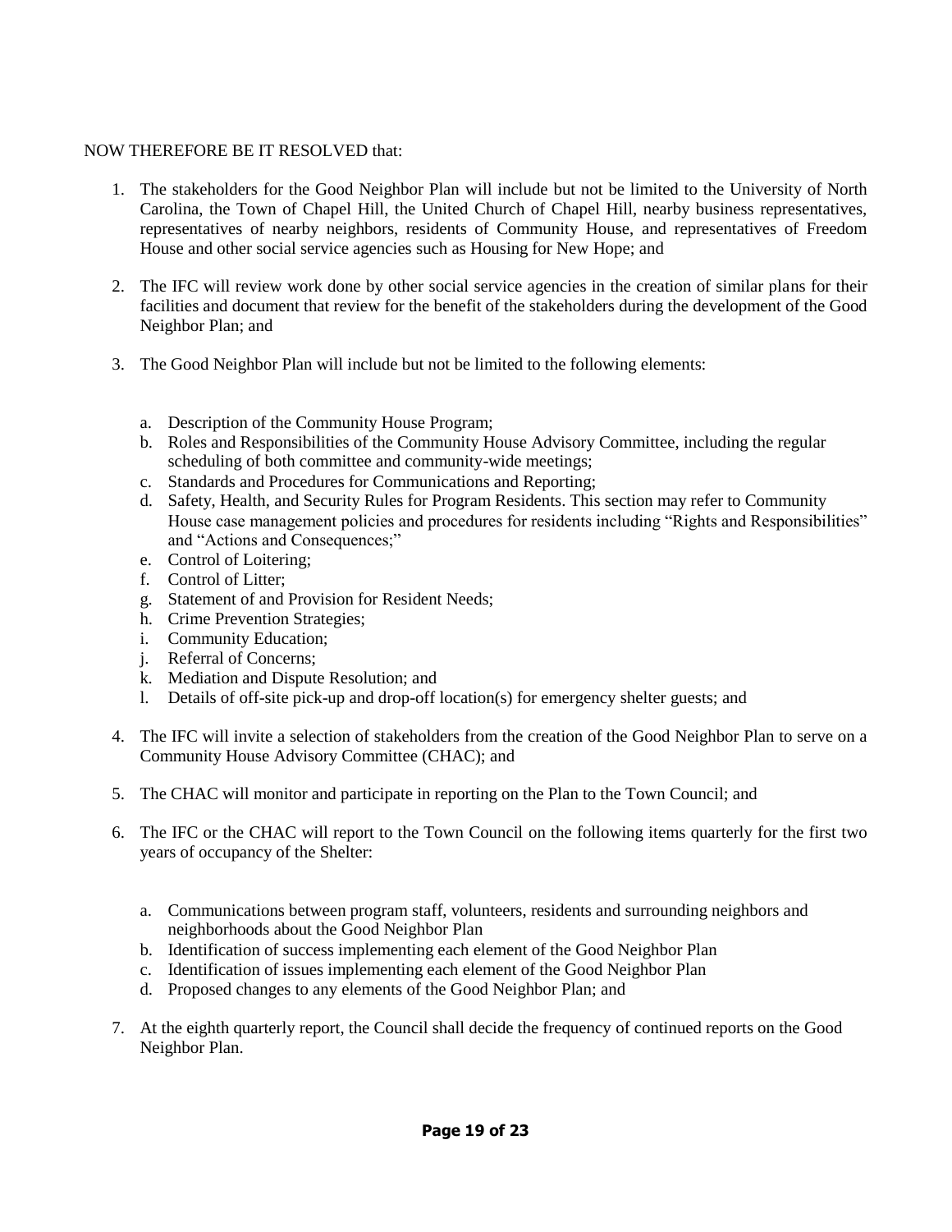NOW THEREFORE BE IT RESOLVED that:

1. The stakeholders for the Good Neighbor Plan will include but not be limited to the University of North Carolina, the Town of Chapel Hill, the United Church of Chapel Hill, nearby business representatives, representatives of nearby neighbors, residents of Community House, and representatives of Freedom House and other social service agencies such as Housing for New Hope; and

2. The IFC will review work done by other social service agencies in the creation of similar plans for their facilities and document that review for the benefit of the stakeholders during the development of the Good Neighbor Plan; and

3. The Good Neighbor Plan will include but not be limited to the following elements:

   a. Description of the Community House Program;
   b. Roles and Responsibilities of the Community House Advisory Committee, including the regular scheduling of both committee and community-wide meetings;
   c. Standards and Procedures for Communications and Reporting;
   d. Safety, Health, and Security Rules for Program Residents. This section may refer to Community House case management policies and procedures for residents including "Rights and Responsibilities" and "Actions and Consequences;"
   e. Control of Loitering;
   f. Control of Litter;
   g. Statement of and Provision for Resident Needs;
   h. Crime Prevention Strategies;
   i. Community Education;
   j. Referral of Concerns;
   k. Mediation and Dispute Resolution; and
   l. Details of off-site pick-up and drop-off location(s) for emergency shelter guests; and

4. The IFC will invite a selection of stakeholders from the creation of the Good Neighbor Plan to serve on a Community House Advisory Committee (CHAC); and

5. The CHAC will monitor and participate in reporting on the Plan to the Town Council; and

6. The IFC or the CHAC will report to the Town Council on the following items quarterly for the first two years of occupancy of the Shelter:

   a. Communications between program staff, volunteers, residents and surrounding neighbors and neighborhoods about the Good Neighbor Plan
   b. Identification of success implementing each element of the Good Neighbor Plan
   c. Identification of issues implementing each element of the Good Neighbor Plan
   d. Proposed changes to any elements of the Good Neighbor Plan; and

7. At the eighth quarterly report, the Council shall decide the frequency of continued reports on the Good Neighbor Plan.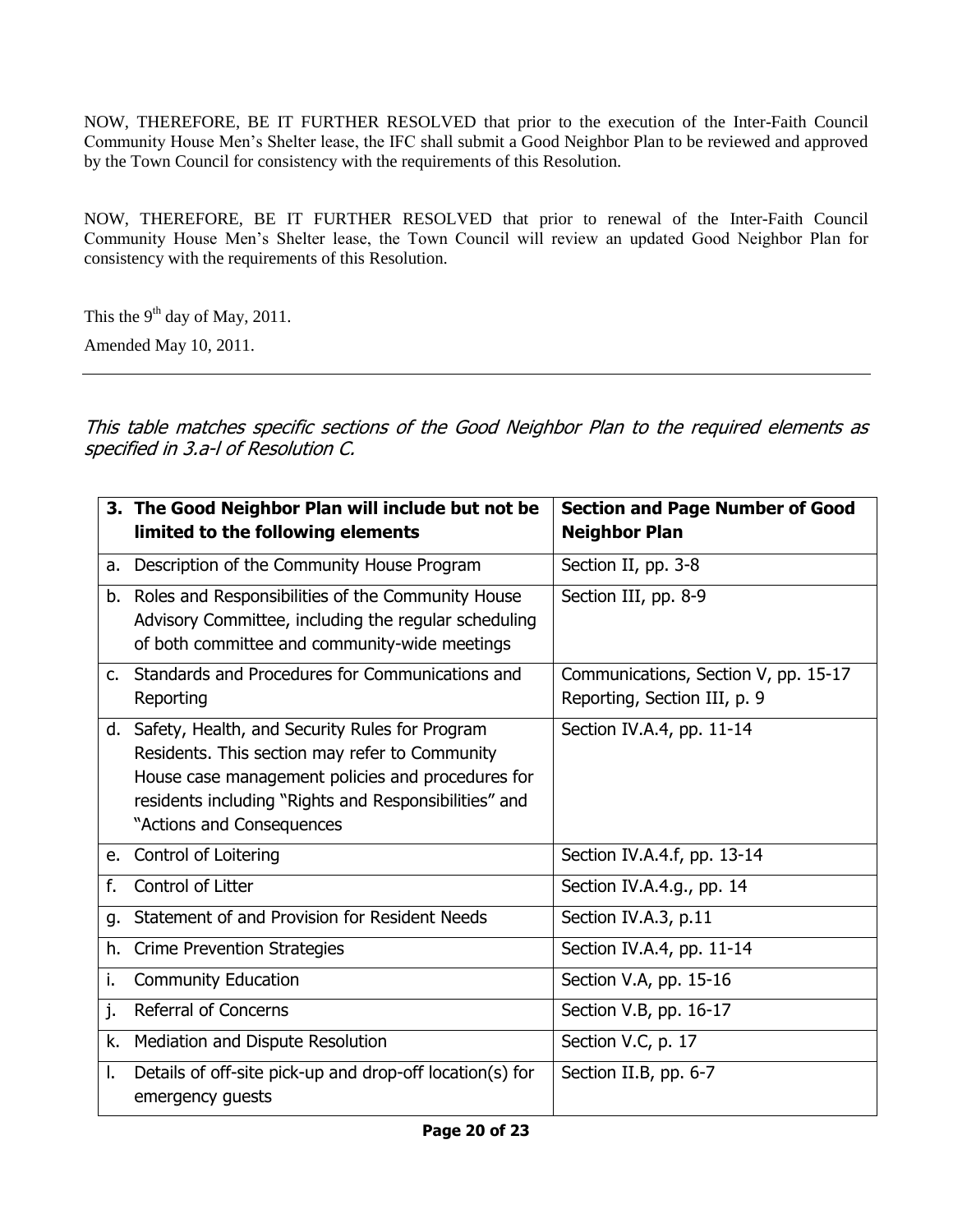NOW, THEREFORE, BE IT FURTHER RESOLVED that prior to the execution of the Inter-Faith Council Community House Men's Shelter lease, the IFC shall submit a Good Neighbor Plan to be reviewed and approved by the Town Council for consistency with the requirements of this Resolution.

NOW, THEREFORE, BE IT FURTHER RESOLVED that prior to renewal of the Inter-Faith Council Community House Men's Shelter lease, the Town Council will review an updated Good Neighbor Plan for consistency with the requirements of this Resolution.

This the 9th day of May, 2011.

Amended May 10, 2011.

---

*This table matches specific sections of the Good Neighbor Plan to the required elements as specified in 3.a-l of Resolution C.*

| **3. The Good Neighbor Plan will include but not be limited to the following elements** | **Section and Page Number of Good Neighbor Plan** |
|---|---|
| a. Description of the Community House Program | Section II, pp. 3-8 |
| b. Roles and Responsibilities of the Community House Advisory Committee, including the regular scheduling of both committee and community-wide meetings | Section III, pp. 8-9 |
| c. Standards and Procedures for Communications and Reporting | Communications, Section V, pp. 15-17<br>Reporting, Section III, p. 9 |
| d. Safety, Health, and Security Rules for Program Residents. This section may refer to Community House case management policies and procedures for residents including "Rights and Responsibilities" and "Actions and Consequences | Section IV.A.4, pp. 11-14 |
| e. Control of Loitering | Section IV.A.4.f, pp. 13-14 |
| f. Control of Litter | Section IV.A.4.g., pp. 14 |
| g. Statement of and Provision for Resident Needs | Section IV.A.3, p.11 |
| h. Crime Prevention Strategies | Section IV.A.4, pp. 11-14 |
| i. Community Education | Section V.A, pp. 15-16 |
| j. Referral of Concerns | Section V.B, pp. 16-17 |
| k. Mediation and Dispute Resolution | Section V.C, p. 17 |
| l. Details of off-site pick-up and drop-off location(s) for emergency guests | Section II.B, pp. 6-7 |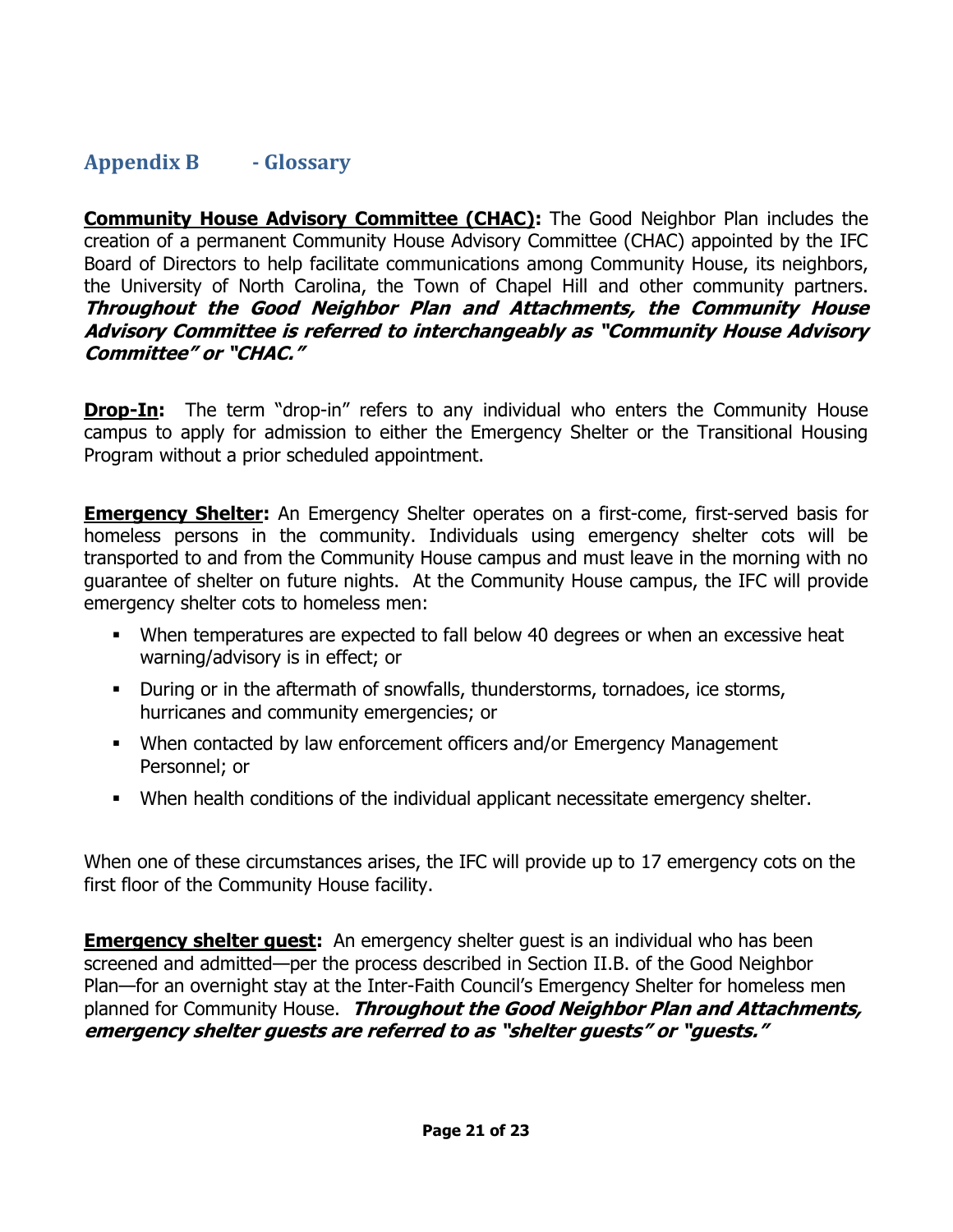## Appendix B - Glossary

**Community House Advisory Committee (CHAC):** The Good Neighbor Plan includes the creation of a permanent Community House Advisory Committee (CHAC) appointed by the IFC Board of Directors to help facilitate communications among Community House, its neighbors, the University of North Carolina, the Town of Chapel Hill and other community partners. ***Throughout the Good Neighbor Plan and Attachments, the Community House Advisory Committee is referred to interchangeably as "Community House Advisory Committee" or "CHAC."***

**Drop-In:** The term "drop-in" refers to any individual who enters the Community House campus to apply for admission to either the Emergency Shelter or the Transitional Housing Program without a prior scheduled appointment.

**Emergency Shelter:** An Emergency Shelter operates on a first-come, first-served basis for homeless persons in the community. Individuals using emergency shelter cots will be transported to and from the Community House campus and must leave in the morning with no guarantee of shelter on future nights. At the Community House campus, the IFC will provide emergency shelter cots to homeless men:

- When temperatures are expected to fall below 40 degrees or when an excessive heat warning/advisory is in effect; or
- During or in the aftermath of snowfalls, thunderstorms, tornadoes, ice storms, hurricanes and community emergencies; or
- When contacted by law enforcement officers and/or Emergency Management Personnel; or
- When health conditions of the individual applicant necessitate emergency shelter.

When one of these circumstances arises, the IFC will provide up to 17 emergency cots on the first floor of the Community House facility.

**Emergency shelter guest:** An emergency shelter guest is an individual who has been screened and admitted—per the process described in Section II.B. of the Good Neighbor Plan—for an overnight stay at the Inter-Faith Council's Emergency Shelter for homeless men planned for Community House. ***Throughout the Good Neighbor Plan and Attachments, emergency shelter guests are referred to as "shelter guests" or "guests."***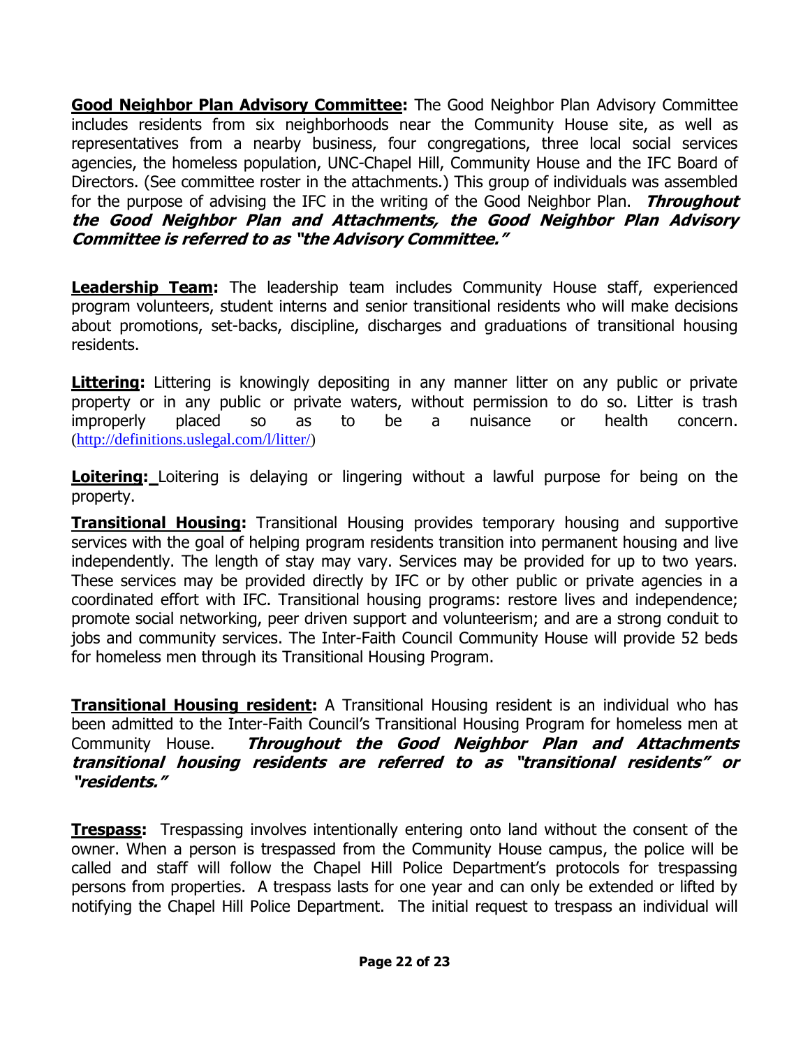**Good Neighbor Plan Advisory Committee:** The Good Neighbor Plan Advisory Committee includes residents from six neighborhoods near the Community House site, as well as representatives from a nearby business, four congregations, three local social services agencies, the homeless population, UNC-Chapel Hill, Community House and the IFC Board of Directors. (See committee roster in the attachments.) This group of individuals was assembled for the purpose of advising the IFC in the writing of the Good Neighbor Plan. ***Throughout the Good Neighbor Plan and Attachments, the Good Neighbor Plan Advisory Committee is referred to as "the Advisory Committee."***

**Leadership Team:** The leadership team includes Community House staff, experienced program volunteers, student interns and senior transitional residents who will make decisions about promotions, set-backs, discipline, discharges and graduations of transitional housing residents.

**Littering:** Littering is knowingly depositing in any manner litter on any public or private property or in any public or private waters, without permission to do so. Litter is trash improperly placed so as to be a nuisance or health concern. (http://definitions.uslegal.com/l/litter/)

**Loitering:** Loitering is delaying or lingering without a lawful purpose for being on the property.

**Transitional Housing:** Transitional Housing provides temporary housing and supportive services with the goal of helping program residents transition into permanent housing and live independently. The length of stay may vary. Services may be provided for up to two years. These services may be provided directly by IFC or by other public or private agencies in a coordinated effort with IFC. Transitional housing programs: restore lives and independence; promote social networking, peer driven support and volunteerism; and are a strong conduit to jobs and community services. The Inter-Faith Council Community House will provide 52 beds for homeless men through its Transitional Housing Program.

**Transitional Housing resident:** A Transitional Housing resident is an individual who has been admitted to the Inter-Faith Council's Transitional Housing Program for homeless men at Community House. ***Throughout the Good Neighbor Plan and Attachments transitional housing residents are referred to as "transitional residents" or "residents."***

**Trespass:** Trespassing involves intentionally entering onto land without the consent of the owner. When a person is trespassed from the Community House campus, the police will be called and staff will follow the Chapel Hill Police Department's protocols for trespassing persons from properties. A trespass lasts for one year and can only be extended or lifted by notifying the Chapel Hill Police Department. The initial request to trespass an individual will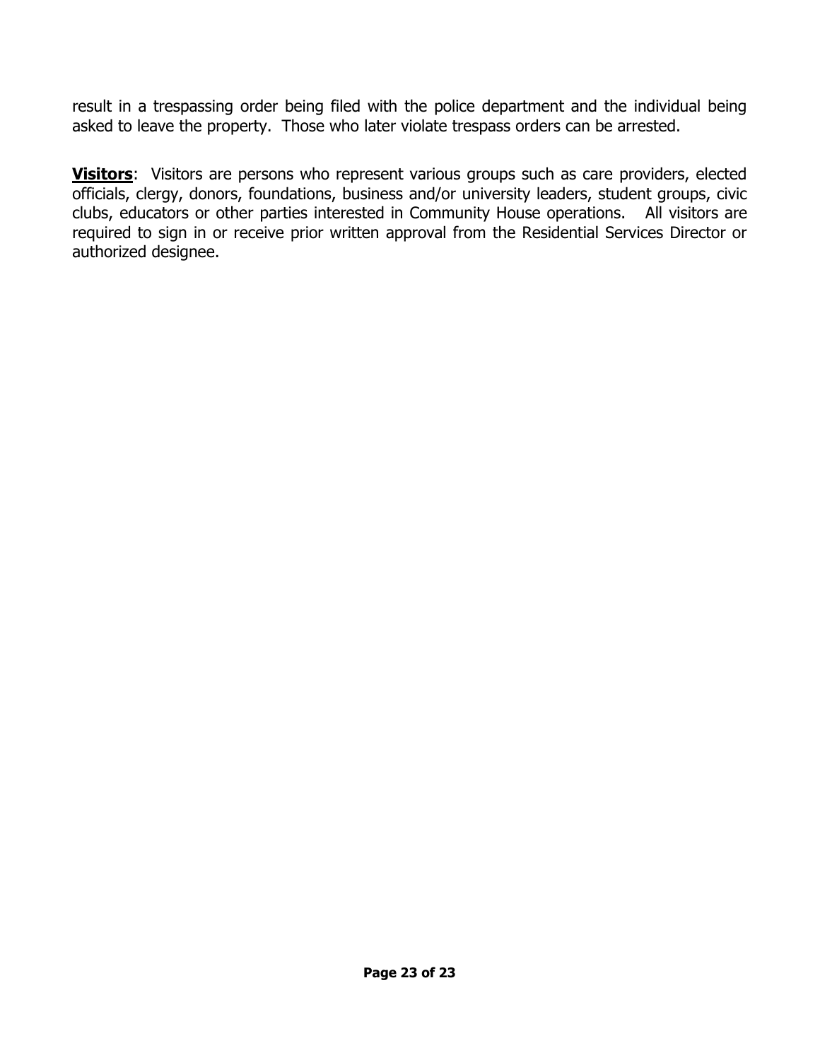result in a trespassing order being filed with the police department and the individual being asked to leave the property. Those who later violate trespass orders can be arrested.

**<u>Visitors</u>**: Visitors are persons who represent various groups such as care providers, elected officials, clergy, donors, foundations, business and/or university leaders, student groups, civic clubs, educators or other parties interested in Community House operations. All visitors are required to sign in or receive prior written approval from the Residential Services Director or authorized designee.